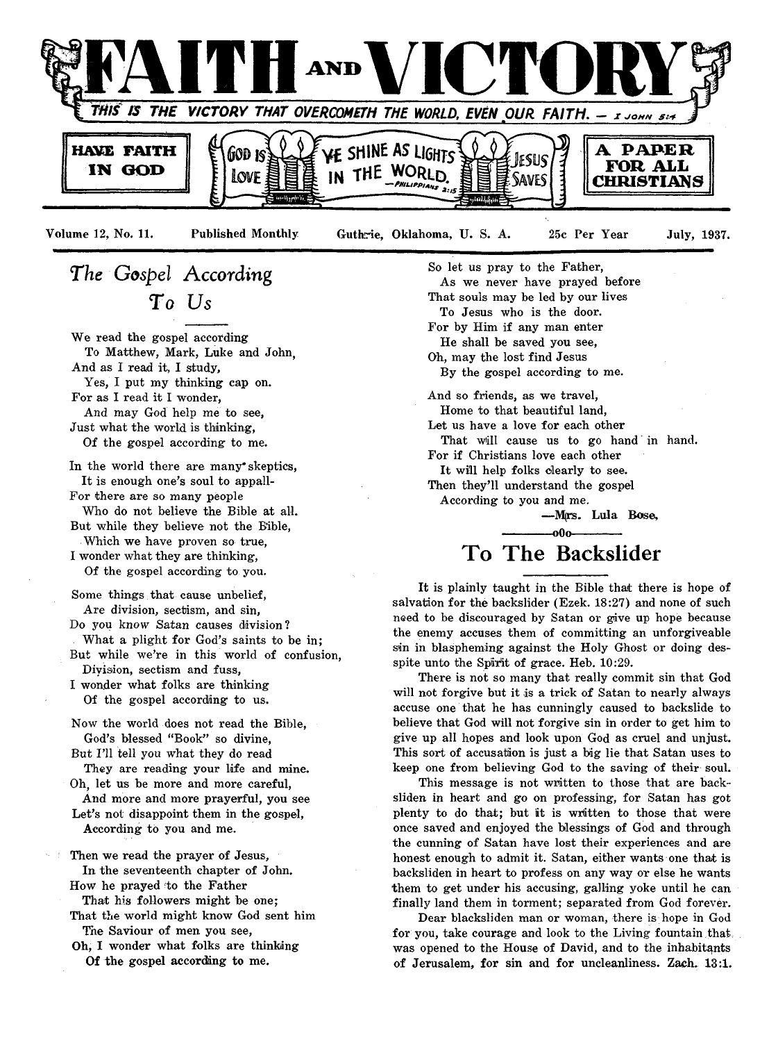# FAITH AND VICTORY

THIS IS THE VICTORY THAT OVERCOMETH THE WORLD, EVEN OUR FAITH. — I JOHN 5:4

HAVE FAITH IN GOD

GOD IS LOVE — YE SHINE AS LIGHTS IN THE WORLD. —PHILIPPIANS 2:15 — JESUS SAVES

A PAPER FOR ALL CHRISTIANS

Volume 12, No. 11. Published Monthly Guthrie, Oklahoma, U. S. A. 25c Per Year July, 1937.

## *The Gospel According To Us*

We read the gospel according
To Matthew, Mark, Luke and John,
And as I read it, I study,
Yes, I put my thinking cap on.
For as I read it I wonder,
And may God help me to see,
Just what the world is thinking,
Of the gospel according to me.

In the world there are many skeptics,
It is enough one's soul to appall-
For there are so many people
Who do not believe the Bible at all.
But while they believe not the Bible,
Which we have proven so true,
I wonder what they are thinking,
Of the gospel according to you.

Some things that cause unbelief,
Are division, sectism, and sin,
Do you know Satan causes division?
What a plight for God's saints to be in;
But while we're in this world of confusion,
Division, sectism and fuss,
I wonder what folks are thinking
Of the gospel according to us.

Now the world does not read the Bible,
God's blessed "Book" so divine,
But I'll tell you what they do read
They are reading your life and mine.
Oh, let us be more and more careful,
And more and more prayerful, you see
Let's not disappoint them in the gospel,
According to you and me.

Then we read the prayer of Jesus,
In the seventeenth chapter of John.
How he prayed to the Father
That his followers might be one;
That the world might know God sent him
The Saviour of men you see,
Oh, I wonder what folks are thinking
Of the gospel according to me.

So let us pray to the Father,
As we never have prayed before
That souls may be led by our lives
To Jesus who is the door.
For by Him if any man enter
He shall be saved you see,
Oh, may the lost find Jesus
By the gospel according to me.

And so friends, as we travel,
Home to that beautiful land,
Let us have a love for each other
That will cause us to go hand in hand.
For if Christians love each other
It will help folks clearly to see.
Then they'll understand the gospel
According to you and me.

—Mrs. Lula Bose,

———oOo———

## To The Backslider

It is plainly taught in the Bible that there is hope of salvation for the backslider (Ezek. 18:27) and none of such need to be discouraged by Satan or give up hope because the enemy accuses them of committing an unforgiveable sin in blaspheming against the Holy Ghost or doing despite unto the Spirit of grace. Heb. 10:29.

There is not so many that really commit sin that God will not forgive but it is a trick of Satan to nearly always accuse one that he has cunningly caused to backslide to believe that God will not forgive sin in order to get him to give up all hopes and look upon God as cruel and unjust. This sort of accusation is just a big lie that Satan uses to keep one from believing God to the saving of their soul.

This message is not written to those that are backsliden in heart and go on professing, for Satan has got plenty to do that; but it is written to those that were once saved and enjoyed the blessings of God and through the cunning of Satan have lost their experiences and are honest enough to admit it. Satan, either wants one that is backsliden in heart to profess on any way or else he wants them to get under his accusing, galling yoke until he can finally land them in torment; separated from God forever.

Dear blacksliden man or woman, there is hope in God for you, take courage and look to the Living fountain that was opened to the House of David, and to the inhabitants of Jerusalem, for sin and for uncleanliness. Zach. 13:1.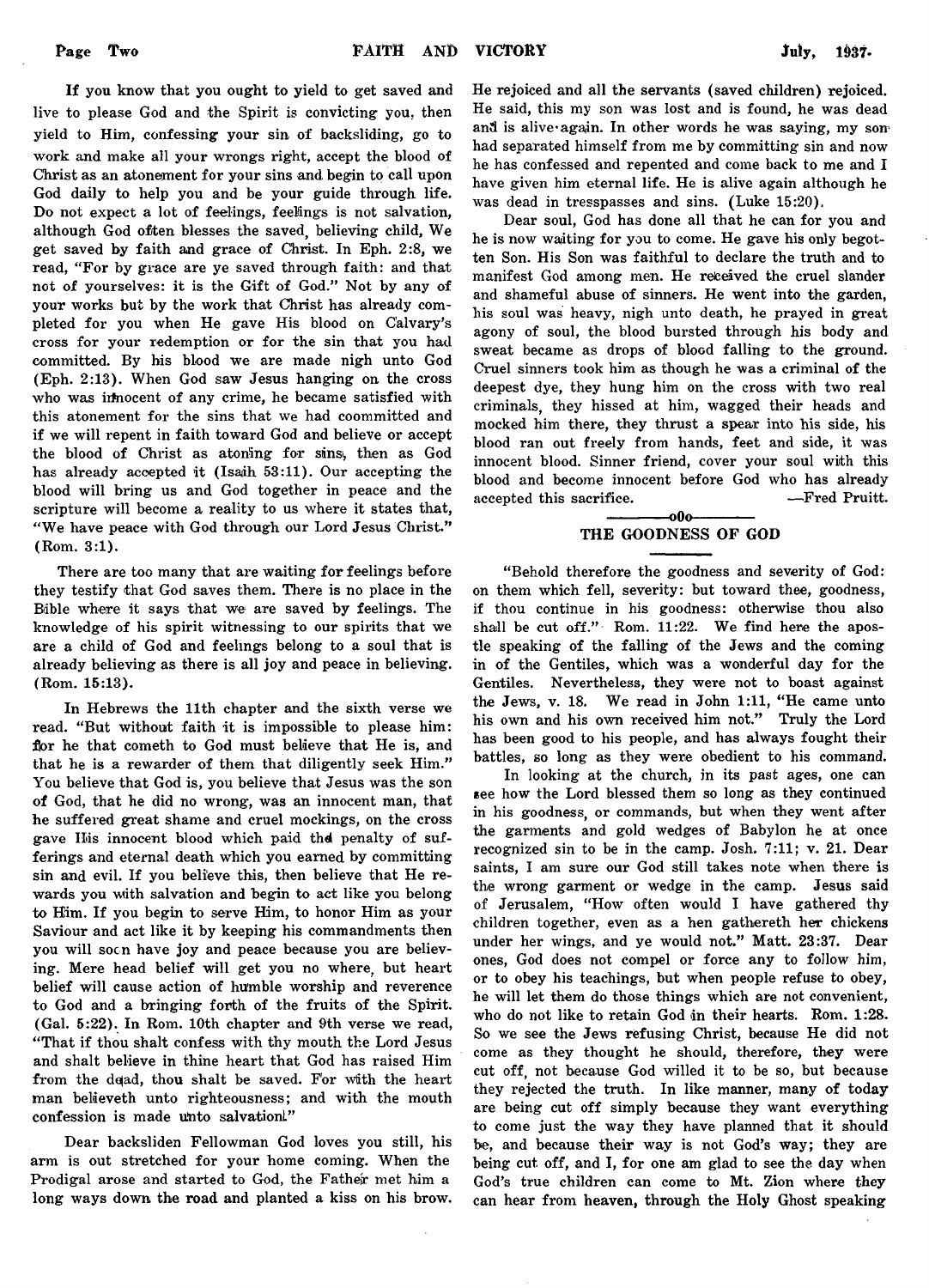If you know that you ought to yield to get saved and live to please God and the Spirit is convicting you, then yield to Him, confessing your sin of backsliding, go to work and make all your wrongs right, accept the blood of Christ as an atonement for your sins and begin to call upon God daily to help you and be your guide through life. Do not expect a lot of feelings, feelings is not salvation, although God often blesses the saved, believing child, We get saved by faith and grace of Christ. In Eph. 2:8, we read, "For by grace are ye saved through faith: and that not of yourselves: it is the Gift of God." Not by any of your works but by the work that Christ has already completed for you when He gave His blood on Calvary's cross for your redemption or for the sin that you had committed. By his blood we are made nigh unto God (Eph. 2:13). When God saw Jesus hanging on the cross who was innocent of any crime, he became satisfied with this atonement for the sins that we had coommitted and if we will repent in faith toward God and believe or accept the blood of Christ as atoning for sins, then as God has already accepted it (Isaih 53:11). Our accepting the blood will bring us and God together in peace and the scripture will become a reality to us where it states that, "We have peace with God through our Lord Jesus Christ." (Rom. 3:1).

There are too many that are waiting for feelings before they testify that God saves them. There is no place in the Bible where it says that we are saved by feelings. The knowledge of his spirit witnessing to our spirits that we are a child of God and feelings belong to a soul that is already believing as there is all joy and peace in believing. (Rom. 15:13).

In Hebrews the 11th chapter and the sixth verse we read. "But without faith it is impossible to please him: for he that cometh to God must believe that He is, and that he is a rewarder of them that diligently seek Him." You believe that God is, you believe that Jesus was the son of God, that he did no wrong, was an innocent man, that he suffered great shame and cruel mockings, on the cross gave His innocent blood which paid the penalty of sufferings and eternal death which you earned by committing sin and evil. If you believe this, then believe that He rewards you with salvation and begin to act like you belong to Him. If you begin to serve Him, to honor Him as your Saviour and act like it by keeping his commandments then you will socn have joy and peace because you are believing. Mere head belief will get you no where, but heart belief will cause action of humble worship and reverence to God and a bringing forth of the fruits of the Spirit. (Gal. 5:22). In Rom. 10th chapter and 9th verse we read, "That if thou shalt confess with thy mouth the Lord Jesus and shalt believe in thine heart that God has raised Him from the dead, thou shalt be saved. For with the heart man believeth unto righteousness; and with the mouth confession is made unto salvation."

Dear backsliden Fellowman God loves you still, his arm is out stretched for your home coming. When the Prodigal arose and started to God, the Father met him a long ways down the road and planted a kiss on his brow. He rejoiced and all the servants (saved children) rejoiced. He said, this my son was lost and is found, he was dead and is alive again. In other words he was saying, my son had separated himself from me by committing sin and now he has confessed and repented and come back to me and I have given him eternal life. He is alive again although he was dead in tresspasses and sins. (Luke 15:20).

Dear soul, God has done all that he can for you and he is now waiting for you to come. He gave his only begotten Son. His Son was faithful to declare the truth and to manifest God among men. He received the cruel slander and shameful abuse of sinners. He went into the garden, his soul was heavy, nigh unto death, he prayed in great agony of soul, the blood bursted through his body and sweat became as drops of blood falling to the ground. Cruel sinners took him as though he was a criminal of the deepest dye, they hung him on the cross with two real criminals, they hissed at him, wagged their heads and mocked him there, they thrust a spear into his side, his blood ran out freely from hands, feet and side, it was innocent blood. Sinner friend, cover your soul with this blood and become innocent before God who has already accepted this sacrifice. —Fred Pruitt.

## THE GOODNESS OF GOD

"Behold therefore the goodness and severity of God: on them which fell, severity: but toward thee, goodness, if thou continue in his goodness: otherwise thou also shall be cut off." Rom. 11:22. We find here the apostle speaking of the falling of the Jews and the coming in of the Gentiles, which was a wonderful day for the Gentiles. Nevertheless, they were not to boast against the Jews, v. 18. We read in John 1:11, "He came unto his own and his own received him not." Truly the Lord has been good to his people, and has always fought their battles, so long as they were obedient to his command.

In looking at the church, in its past ages, one can see how the Lord blessed them so long as they continued in his goodness, or commands, but when they went after the garments and gold wedges of Babylon he at once recognized sin to be in the camp. Josh. 7:11; v. 21. Dear saints, I am sure our God still takes note when there is the wrong garment or wedge in the camp. Jesus said of Jerusalem, "How often would I have gathered thy children together, even as a hen gathereth her chickens under her wings, and ye would not." Matt. 23:37. Dear ones, God does not compel or force any to follow him, or to obey his teachings, but when people refuse to obey, he will let them do those things which are not convenient, who do not like to retain God in their hearts. Rom. 1:28. So we see the Jews refusing Christ, because He did not come as they thought he should, therefore, they were cut off, not because God willed it to be so, but because they rejected the truth. In like manner, many of today are being cut off simply because they want everything to come just the way they have planned that it should be, and because their way is not God's way; they are being cut off, and I, for one am glad to see the day when God's true children can come to Mt. Zion where they can hear from heaven, through the Holy Ghost speaking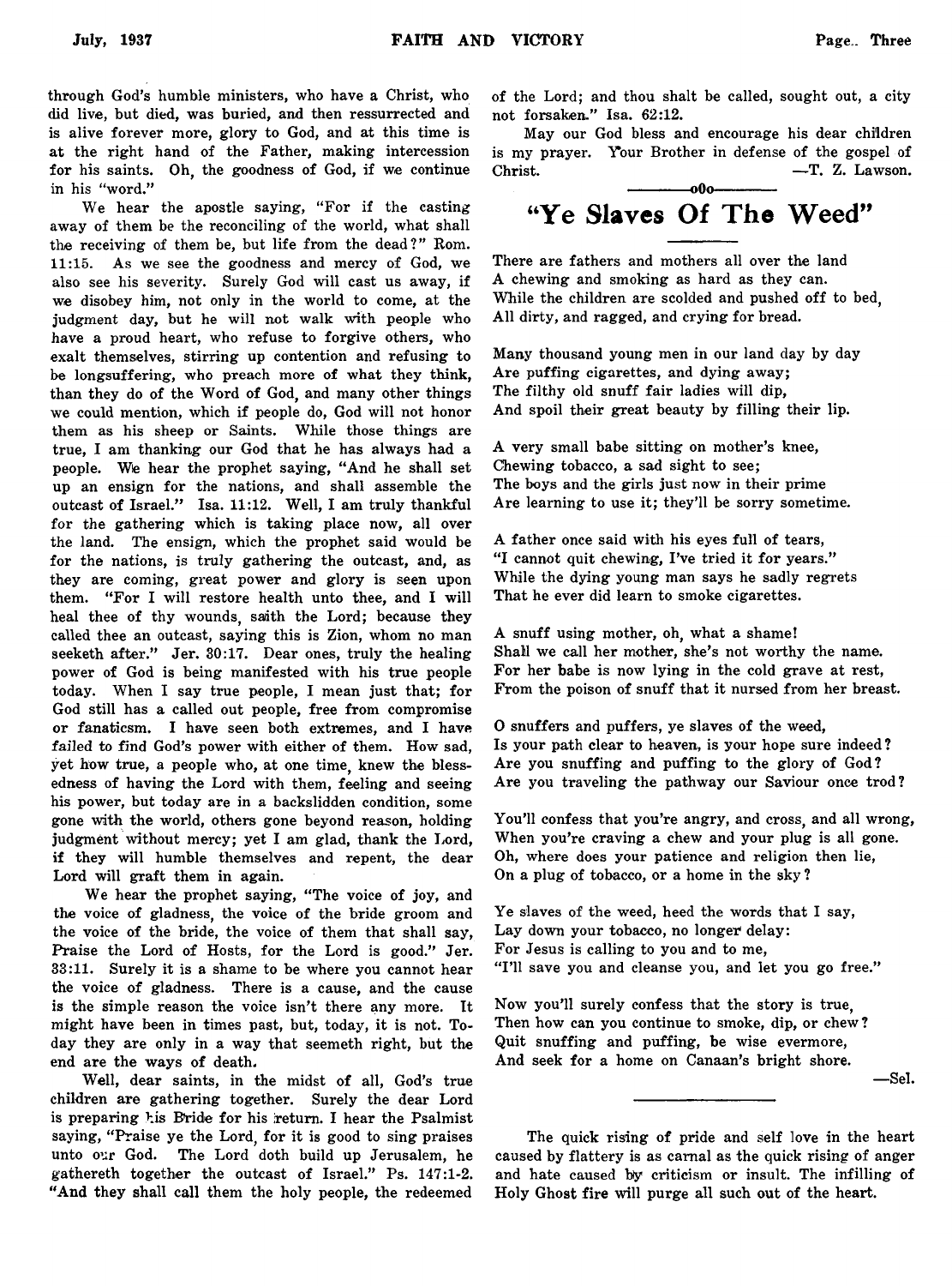through God's humble ministers, who have a Christ, who did live, but died, was buried, and then ressurrected and is alive forever more, glory to God, and at this time is at the right hand of the Father, making intercession for his saints. Oh, the goodness of God, if we continue in his "word."

We hear the apostle saying, "For if the casting away of them be the reconciling of the world, what shall the receiving of them be, but life from the dead?" Rom. 11:15. As we see the goodness and mercy of God, we also see his severity. Surely God will cast us away, if we disobey him, not only in the world to come, at the judgment day, but he will not walk with people who have a proud heart, who refuse to forgive others, who exalt themselves, stirring up contention and refusing to be longsuffering, who preach more of what they think, than they do of the Word of God, and many other things we could mention, which if people do, God will not honor them as his sheep or Saints. While those things are true, I am thanking our God that he has always had a people. We hear the prophet saying, "And he shall set up an ensign for the nations, and shall assemble the outcast of Israel." Isa. 11:12. Well, I am truly thankful for the gathering which is taking place now, all over the land. The ensign, which the prophet said would be for the nations, is truly gathering the outcast, and, as they are coming, great power and glory is seen upon them. "For I will restore health unto thee, and I will heal thee of thy wounds, saith the Lord; because they called thee an outcast, saying this is Zion, whom no man seeketh after." Jer. 30:17. Dear ones, truly the healing power of God is being manifested with his true people today. When I say true people, I mean just that; for God still has a called out people, free from compromise or fanaticsm. I have seen both extremes, and I have failed to find God's power with either of them. How sad, yet how true, a people who, at one time, knew the blessedness of having the Lord with them, feeling and seeing his power, but today are in a backslidden condition, some gone with the world, others gone beyond reason, holding judgment without mercy; yet I am glad, thank the Lord, if they will humble themselves and repent, the dear Lord will graft them in again.

We hear the prophet saying, "The voice of joy, and the voice of gladness, the voice of the bride groom and the voice of the bride, the voice of them that shall say, Praise the Lord of Hosts, for the Lord is good." Jer. 33:11. Surely it is a shame to be where you cannot hear the voice of gladness. There is a cause, and the cause is the simple reason the voice isn't there any more. It might have been in times past, but, today, it is not. Today they are only in a way that seemeth right, but the end are the ways of death.

Well, dear saints, in the midst of all, God's true children are gathering together. Surely the dear Lord is preparing his Bride for his return. I hear the Psalmist saying, "Praise ye the Lord, for it is good to sing praises unto our God. The Lord doth build up Jerusalem, he gathereth together the outcast of Israel." Ps. 147:1-2. "And they shall call them the holy people, the redeemed of the Lord; and thou shalt be called, sought out, a city not forsaken." Isa. 62:12.

May our God bless and encourage his dear children is my prayer. Your Brother in defense of the gospel of Christ. —T. Z. Lawson.

# "Ye Slaves Of The Weed"

There are fathers and mothers all over the land
A chewing and smoking as hard as they can.
While the children are scolded and pushed off to bed,
All dirty, and ragged, and crying for bread.

Many thousand young men in our land day by day
Are puffing cigarettes, and dying away;
The filthy old snuff fair ladies will dip,
And spoil their great beauty by filling their lip.

A very small babe sitting on mother's knee,
Chewing tobacco, a sad sight to see;
The boys and the girls just now in their prime
Are learning to use it; they'll be sorry sometime.

A father once said with his eyes full of tears,
"I cannot quit chewing, I've tried it for years."
While the dying young man says he sadly regrets
That he ever did learn to smoke cigarettes.

A snuff using mother, oh, what a shame!
Shall we call her mother, she's not worthy the name.
For her babe is now lying in the cold grave at rest,
From the poison of snuff that it nursed from her breast.

O snuffers and puffers, ye slaves of the weed,
Is your path clear to heaven, is your hope sure indeed?
Are you snuffing and puffing to the glory of God?
Are you traveling the pathway our Saviour once trod?

You'll confess that you're angry, and cross, and all wrong,
When you're craving a chew and your plug is all gone.
Oh, where does your patience and religion then lie,
On a plug of tobacco, or a home in the sky?

Ye slaves of the weed, heed the words that I say,
Lay down your tobacco, no longer delay:
For Jesus is calling to you and to me,
"I'll save you and cleanse you, and let you go free."

Now you'll surely confess that the story is true,
Then how can you continue to smoke, dip, or chew?
Quit snuffing and puffing, be wise evermore,
And seek for a home on Canaan's bright shore.

—Sel.

---

The quick rising of pride and self love in the heart caused by flattery is as carnal as the quick rising of anger and hate caused by criticism or insult. The infilling of Holy Ghost fire will purge all such out of the heart.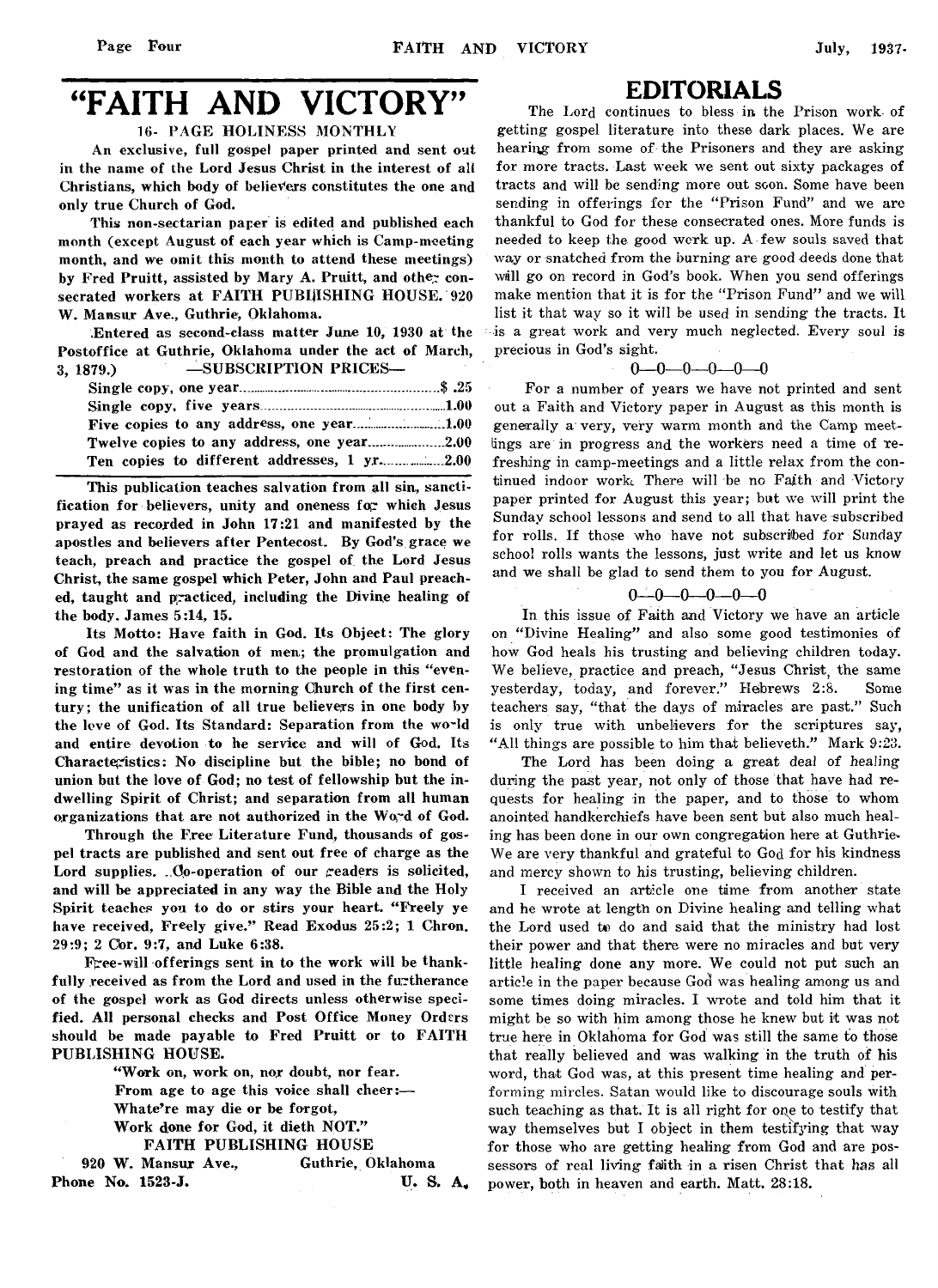# "FAITH AND VICTORY"

16- PAGE HOLINESS MONTHLY

An exclusive, full gospel paper printed and sent out in the name of the Lord Jesus Christ in the interest of all Christians, which body of believers constitutes the one and only true Church of God.

This non-sectarian paper is edited and published each month (except August of each year which is Camp-meeting month, and we omit this month to attend these meetings) by Fred Pruitt, assisted by Mary A. Pruitt, and other consecrated workers at FAITH PUBLISHING HOUSE. 920 W. Mansur Ave., Guthrie, Oklahoma.

Entered as second-class matter June 10, 1930 at the Postoffice at Guthrie, Oklahoma under the act of March, 3, 1879.)

—SUBSCRIPTION PRICES—

| | |
|---|---|
| Single copy, one year | $ .25 |
| Single copy, five years | 1.00 |
| Five copies to any address, one year | 1.00 |
| Twelve copies to any address, one year | 2.00 |
| Ten copies to different addresses, 1 yr. | 2.00 |

This publication teaches salvation from all sin, sanctification for believers, unity and oneness for which Jesus prayed as recorded in John 17:21 and manifested by the apostles and believers after Pentecost. By God's grace we teach, preach and practice the gospel of the Lord Jesus Christ, the same gospel which Peter, John and Paul preached, taught and practiced, including the Divine healing of the body. James 5:14, 15.

Its Motto: Have faith in God. Its Object: The glory of God and the salvation of men; the promulgation and restoration of the whole truth to the people in this "evening time" as it was in the morning Church of the first century; the unification of all true believers in one body by the love of God. Its Standard: Separation from the world and entire devotion to he service and will of God. Its Characteristics: No discipline but the bible; no bond of union but the love of God; no test of fellowship but the indwelling Spirit of Christ; and separation from all human organizations that are not authorized in the Word of God.

Through the Free Literature Fund, thousands of gospel tracts are published and sent out free of charge as the Lord supplies. Co-operation of our readers is solicited, and will be appreciated in any way the Bible and the Holy Spirit teaches you to do or stirs your heart. "Freely ye have received, Freely give." Read Exodus 25:2; 1 Chron. 29:9; 2 Cor. 9:7, and Luke 6:38.

Free-will offerings sent in to the work will be thankfully received as from the Lord and used in the furtherance of the gospel work as God directs unless otherwise specified. All personal checks and Post Office Money Orders should be made payable to Fred Pruitt or to FAITH PUBLISHING HOUSE.

"Work on, work on, nor doubt, nor fear.
From age to age this voice shall cheer:—
Whate'er may die or be forgot,
Work done for God, it dieth NOT."

FAITH PUBLISHING HOUSE
920 W. Mansur Ave., Guthrie, Oklahoma
Phone No. 1523-J. U. S. A.

# EDITORIALS

The Lord continues to bless in the Prison work of getting gospel literature into these dark places. We are hearing from some of the Prisoners and they are asking for more tracts. Last week we sent out sixty packages of tracts and will be sending more out soon. Some have been sending in offerings for the "Prison Fund" and we are thankful to God for these consecrated ones. More funds is needed to keep the good work up. A few souls saved that way or snatched from the burning are good deeds done that will go on record in God's book. When you send offerings make mention that it is for the "Prison Fund" and we will list it that way so it will be used in sending the tracts. It is a great work and very much neglected. Every soul is precious in God's sight.

0—0—0—0—0—0

For a number of years we have not printed and sent out a Faith and Victory paper in August as this month is generally a very, very warm month and the Camp meetings are in progress and the workers need a time of refreshing in camp-meetings and a little relax from the continued indoor work. There will be no Faith and Victory paper printed for August this year; but we will print the Sunday school lessons and send to all that have subscribed for rolls. If those who have not subscribed for Sunday school rolls wants the lessons, just write and let us know and we shall be glad to send them to you for August.

0—0—0—0—0—0

In this issue of Faith and Victory we have an article on "Divine Healing" and also some good testimonies of how God heals his trusting and believing children today. We believe, practice and preach, "Jesus Christ, the same yesterday, today, and forever." Hebrews 2:8. Some teachers say, "that the days of miracles are past." Such is only true with unbelievers for the scriptures say, "All things are possible to him that believeth." Mark 9:23.

The Lord has been doing a great deal of healing during the past year, not only of those that have had requests for healing in the paper, and to those to whom anointed handkerchiefs have been sent but also much healing has been done in our own congregation here at Guthrie. We are very thankful and grateful to God for his kindness and mercy shown to his trusting, believing children.

I received an article one time from another state and he wrote at length on Divine healing and telling what the Lord used to do and said that the ministry had lost their power and that there were no miracles and but very little healing done any more. We could not put such an article in the paper because God was healing among us and some times doing miracles. I wrote and told him that it might be so with him among those he knew but it was not true here in Oklahoma for God was still the same to those that really believed and was walking in the truth of his word, that God was, at this present time healing and performing mircles. Satan would like to discourage souls with such teaching as that. It is all right for one to testify that way themselves but I object in them testifying that way for those who are getting healing from God and are possessors of real living faith in a risen Christ that has all power, both in heaven and earth. Matt. 28:18.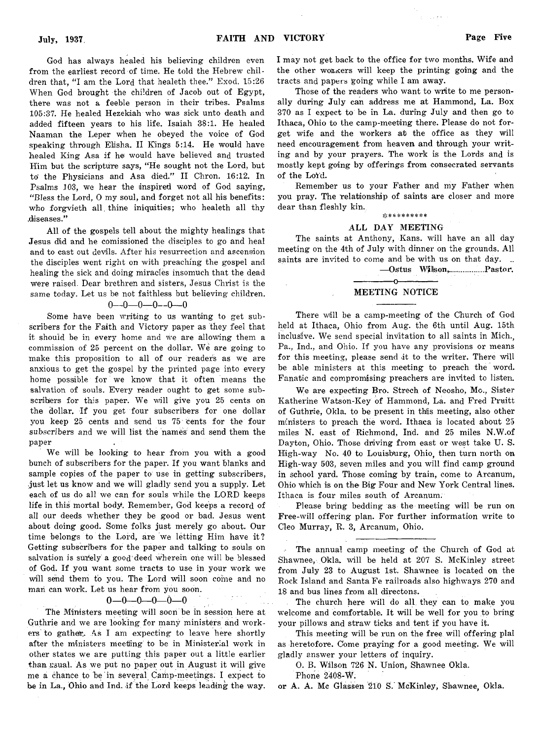God has always healed his believing children even from the earliest record of time. He told the Hebrew children that, "I am the Lord that healeth thee." Exod. 15:26 When God brought the children of Jacob out of Egypt, there was not a feeble person in their tribes. Psalms 105:37. He healed Hezekiah who was sick unto death and added fifteen years to his life. Isaiah 38:1. He healed Naaman the Leper when he obeyed the voice of God speaking through Elisha. II Kings 5:14. He would have healed King Asa if he would have believed and trusted Him but the scripture says, "He sought not the Lord, but to the Physicians and Asa died." II Chron. 16:12. In Psalms 103, we hear the inspired word of God saying, "Bless the Lord, O my soul, and forget not all his benefits: who forgvieth all thine iniquities; who healeth all thy diseases."

All of the gospels tell about the mighty healings that Jesus did and he comissioned the disciples to go and heal and to cast out devils. After his resurrection and ascension the disciples went right on with preaching the gospel and healing the sick and doing miracles insomuch that the dead were raised. Dear brethren and sisters, Jesus Christ is the same today. Let us be not faithless but believing children.

0—0—0—0—0—0

Some have been writing to us wanting to get subscribers for the Faith and Victory paper as they feel that it should be in every home and we are allowing them a commission of 25 percent on the dollar. We are going to make this proposition to all of our readers as we are anxious to get the gospel by the printed page into every home possible for we know that it often means the salvation of souls. Every reader ought to get some subscribers for this paper. We will give you 25 cents on the dollar. If you get four subscribers for one dollar you keep 25 cents and send us 75 cents for the four subscribers and we will list the names and send them the paper.

We will be looking to hear from you with a good bunch of subscribers for the paper. If you want blanks and sample copies of the paper to use in getting subscribers, just let us know and we will gladly send you a supply. Let each of us do all we can for souls while the LORD keeps life in this mortal body. Remember, God keeps a record of all our deeds whether they be good or bad. Jesus went about doing good. Some folks just merely go about. Our time belongs to the Lord, are we letting Him have it? Getting subscribers for the paper and talking to souls on salvation is surely a good deed wherein one will be blessed of God. If you want some tracts to use in your work we will send them to you. The Lord will soon come and no man can work. Let us hear from you soon.

0—0—0—0—0—0

The Ministers meeting will soon be in session here at Guthrie and we are looking for many ministers and workers to gather. As I am expecting to leave here shortly after the ministers meeting to be in Ministerial work in other states we are putting this paper out a little earlier than usual. As we put no paper out in August it will give me a chance to be in several Camp-meetings. I expect to be in La., Ohio and Ind. if the Lord keeps leading the way. I may not get back to the office for two months. Wife and the other workers will keep the printing going and the tracts and papers going while I am away.

Those of the readers who want to write to me personally during July can address me at Hammond, La. Box 370 as I expect to be in La. during July and then go to Ithaca, Ohio to the camp-meeting there. Please do not forget wife and the workers at the office as they will need encouragement from heaven and through your writing and by your prayers. The work is the Lords and is mostly kept going by offerings from consecrated servants of the Lord.

Remember us to your Father and my Father when you pray. The relationship of saints are closer and more dear than fleshly kin.

**********

## ALL DAY MEETING

The saints at Anthony, Kans. will have an all day meeting on the 4th of July with dinner on the grounds. All saints are invited to come and be with us on that day.

—Ostus Wilson,..................Pastor.

## MEETING NOTICE

There will be a camp-meeting of the Church of God held at Ithaca, Ohio from Aug. the 6th until Aug. 15th inclusive. We send special invitation to all saints in Mich., Pa., Ind., and Ohio. If you have any provisions or means for this meeting, please send it to the writer. There will be able ministers at this meeting to preach the word. Fanatic and compromising preachers are invited to listen.

We are expecting Bro. Strech of Neosho, Mo., Sister Katherine Watson-Key of Hammond, La. and Fred Pruitt of Guthrie, Okla. to be present in this meeting, also other ministers to preach the word. Ithaca is located about 25 miles N. east of Richmond, Ind. and 25 miles N.W.of Dayton, Ohio. Those driving from east or west take U. S. High-way No. 40 to Louisburg, Ohio, then turn north on High-way 503, seven miles and you will find camp ground in school yard. Those coming by train, come to Arcanum, Ohio which is on the Big Four and New York Central lines. Ithaca is four miles south of Arcanum.

Please bring bedding as the meeting will be run on Free-will offering plan. For further information write to Cleo Murray, R. 3, Arcanum, Ohio.

---

The annual camp meeting of the Church of God at Shawnee, Okla. will be held at 207 S. McKinley street from July 23 to August 1st. Shawnee is located on the Rock Island and Santa Fe railroads also highways 270 and 18 and bus lines from all directons.

The church here will do all they can to make you welcome and comfortable. It will be well for you to bring your pillows and straw ticks and tent if you have it.

This meeting will be run on the free will offering plal as heretofore. Come praying for a good meeting. We will gladly answer your letters of inquiry.

O. B. Wilson 726 N. Union, Shawnee Okla.
Phone 2408-W.

or A. A. Mc Glassen 210 S. McKinley, Shawnee, Okla.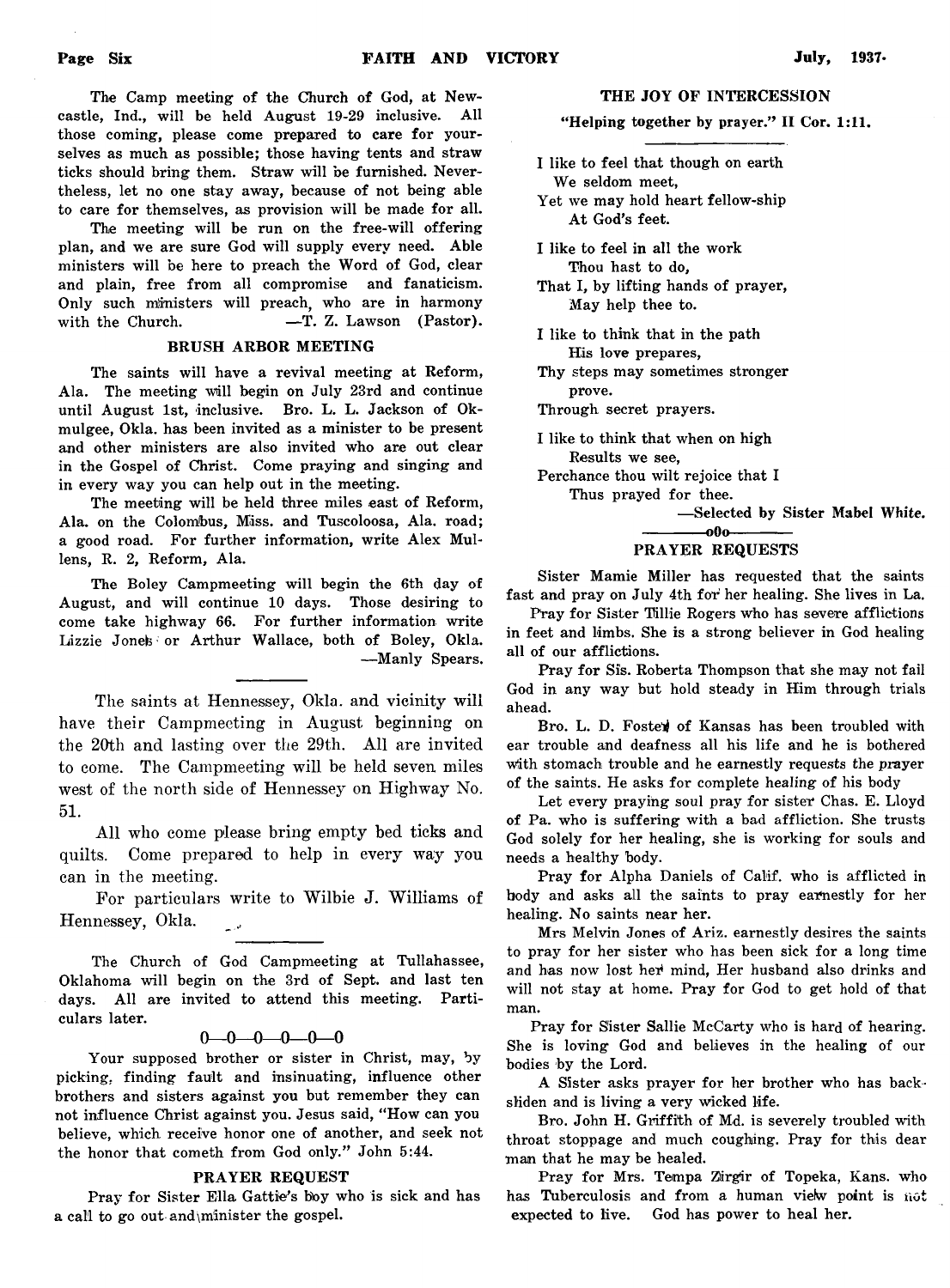The Camp meeting of the Church of God, at Newcastle, Ind., will be held August 19-29 inclusive. All those coming, please come prepared to care for yourselves as much as possible; those having tents and straw ticks should bring them. Straw will be furnished. Nevertheless, let no one stay away, because of not being able to care for themselves, as provision will be made for all.

The meeting will be run on the free-will offering plan, and we are sure God will supply every need. Able ministers will be here to preach the Word of God, clear and plain, free from all compromise and fanaticism. Only such ministers will preach, who are in harmony with the Church. —T. Z. Lawson (Pastor).

### BRUSH ARBOR MEETING

The saints will have a revival meeting at Reform, Ala. The meeting will begin on July 23rd and continue until August 1st, inclusive. Bro. L. L. Jackson of Okmulgee, Okla. has been invited as a minister to be present and other ministers are also invited who are out clear in the Gospel of Christ. Come praying and singing and in every way you can help out in the meeting.

The meeting will be held three miles east of Reform, Ala. on the Colombus, Miss. and Tuscoloosa, Ala. road; a good road. For further information, write Alex Mullens, R. 2, Reform, Ala.

The Boley Campmeeting will begin the 6th day of August, and will continue 10 days. Those desiring to come take highway 66. For further information write Lizzie Jones or Arthur Wallace, both of Boley, Okla. —Manly Spears.

---

The saints at Hennessey, Okla. and vicinity will have their Campmeeting in August beginning on the 20th and lasting over the 29th. All are invited to come. The Campmeeting will be held seven miles west of the north side of Hennessey on Highway No. 51.

All who come please bring empty bed ticks and quilts. Come prepared to help in every way you can in the meeting.

For particulars write to Wilbie J. Williams of Hennessey, Okla.

---

The Church of God Campmeeting at Tullahassee, Oklahoma will begin on the 3rd of Sept. and last ten days. All are invited to attend this meeting. Particulars later.

0—0—0—0—0—0

Your supposed brother or sister in Christ, may, by picking, finding fault and insinuating, influence other brothers and sisters against you but remember they can not influence Christ against you. Jesus said, "How can you believe, which receive honor one of another, and seek not the honor that cometh from God only." John 5:44.

### PRAYER REQUEST

Pray for Sister Ella Gattie's boy who is sick and has a call to go out and minister the gospel.

### THE JOY OF INTERCESSION

**"Helping together by prayer." II Cor. 1:11.**

I like to feel that though on earth
We seldom meet,
Yet we may hold heart fellow-ship
At God's feet.

I like to feel in all the work
Thou hast to do,
That I, by lifting hands of prayer,
May help thee to.

I like to think that in the path
His love prepares,
Thy steps may sometimes stronger
prove.
Through secret prayers.

I like to think that when on high
Results we see,
Perchance thou wilt rejoice that I
Thus prayed for thee.

—Selected by Sister Mabel White.

—o0o—

### PRAYER REQUESTS

Sister Mamie Miller has requested that the saints fast and pray on July 4th for her healing. She lives in La.

Pray for Sister Tillie Rogers who has severe afflictions in feet and limbs. She is a strong believer in God healing all of our afflictions.

Pray for Sis. Roberta Thompson that she may not fail God in any way but hold steady in Him through trials ahead.

Bro. L. D. Foster of Kansas has been troubled with ear trouble and deafness all his life and he is bothered with stomach trouble and he earnestly requests the prayer of the saints. He asks for complete healing of his body

Let every praying soul pray for sister Chas. E. Lloyd of Pa. who is suffering with a bad affliction. She trusts God solely for her healing, she is working for souls and needs a healthy body.

Pray for Alpha Daniels of Calif. who is afflicted in body and asks all the saints to pray earnestly for her healing. No saints near her.

Mrs Melvin Jones of Ariz. earnestly desires the saints to pray for her sister who has been sick for a long time and has now lost her mind, Her husband also drinks and will not stay at home. Pray for God to get hold of that man.

Pray for Sister Sallie McCarty who is hard of hearing. She is loving God and believes in the healing of our bodies by the Lord.

A Sister asks prayer for her brother who has backslidden and is living a very wicked life.

Bro. John H. Griffith of Md. is severely troubled with throat stoppage and much coughing. Pray for this dear man that he may be healed.

Pray for Mrs. Tempa Zirgir of Topeka, Kans. who has Tuberculosis and from a human view point is not expected to live. God has power to heal her.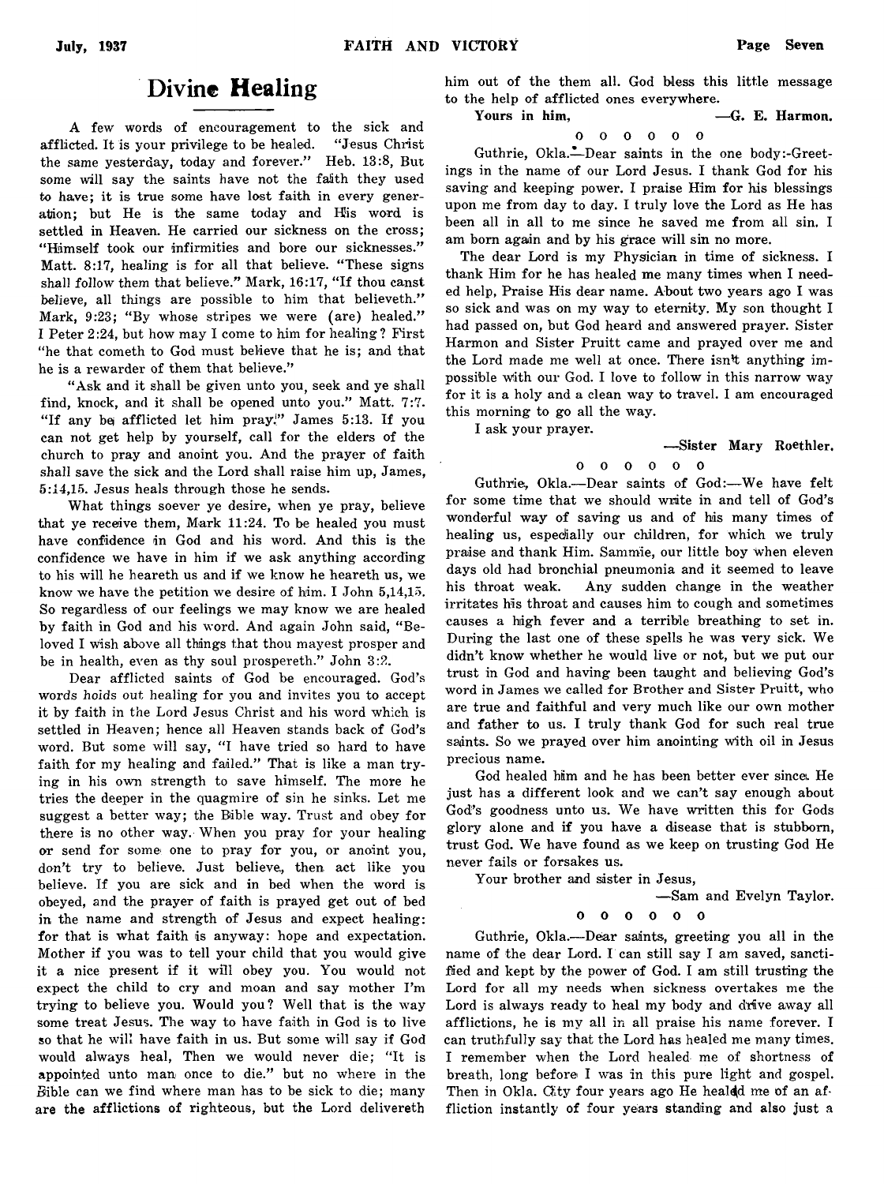# Divine Healing

A few words of encouragement to the sick and afflicted. It is your privilege to be healed. "Jesus Christ the same yesterday, today and forever." Heb. 13:8, But some will say the saints have not the faith they used to have; it is true some have lost faith in every generation; but He is the same today and His word is settled in Heaven. He carried our sickness on the cross; "Himself took our infirmities and bore our sicknesses." Matt. 8:17, healing is for all that believe. "These signs shall follow them that believe." Mark, 16:17, "If thou canst believe, all things are possible to him that believeth." Mark, 9:23; "By whose stripes we were (are) healed." I Peter 2:24, but how may I come to him for healing? First "he that cometh to God must believe that he is; and that he is a rewarder of them that believe."

"Ask and it shall be given unto you, seek and ye shall find, knock, and it shall be opened unto you." Matt. 7:7. "If any be afflicted let him pray." James 5:13. If you can not get help by yourself, call for the elders of the church to pray and anoint you. And the prayer of faith shall save the sick and the Lord shall raise him up, James, 5:14,15. Jesus heals through those he sends.

What things soever ye desire, when ye pray, believe that ye receive them, Mark 11:24. To be healed you must have confidence in God and his word. And this is the confidence we have in him if we ask anything according to his will he heareth us and if we know he heareth us, we know we have the petition we desire of him. I John 5,14,15. So regardless of our feelings we may know we are healed by faith in God and his word. And again John said, "Beloved I wish above all things that thou mayest prosper and be in health, even as thy soul prospereth." John 3:2.

Dear afflicted saints of God be encouraged. God's words holds out healing for you and invites you to accept it by faith in the Lord Jesus Christ and his word which is settled in Heaven; hence all Heaven stands back of God's word. But some will say, "I have tried so hard to have faith for my healing and failed." That is like a man trying in his own strength to save himself. The more he tries the deeper in the quagmire of sin he sinks. Let me suggest a better way; the Bible way. Trust and obey for there is no other way. When you pray for your healing or send for some one to pray for you, or anoint you, don't try to believe. Just believe, then act like you believe. If you are sick and in bed when the word is obeyed, and the prayer of faith is prayed get out of bed in the name and strength of Jesus and expect healing: for that is what faith is anyway: hope and expectation. Mother if you was to tell your child that you would give it a nice present if it will obey you. You would not expect the child to cry and moan and say mother I'm trying to believe you. Would you? Well that is the way some treat Jesus. The way to have faith in God is to live so that he will have faith in us. But some will say if God would always heal, Then we would never die; "It is appointed unto man once to die." but no where in the Bible can we find where man has to be sick to die; many are the afflictions of righteous, but the Lord delivereth him out of the them all. God bless this little message to the help of afflicted ones everywhere.

**Yours in him,** —**G. E. Harmon.**

0 0 0 0 0 0

Guthrie, Okla.—Dear saints in the one body:-Greetings in the name of our Lord Jesus. I thank God for his saving and keeping power. I praise Him for his blessings upon me from day to day. I truly love the Lord as He has been all in all to me since he saved me from all sin. I am born again and by his grace will sin no more.

The dear Lord is my Physician in time of sickness. I thank Him for he has healed me many times when I needed help, Praise His dear name. About two years ago I was so sick and was on my way to eternity. My son thought I had passed on, but God heard and answered prayer. Sister Harmon and Sister Pruitt came and prayed over me and the Lord made me well at once. There isn't anything impossible with our God. I love to follow in this narrow way for it is a holy and a clean way to travel. I am encouraged this morning to go all the way.

I ask your prayer.

—**Sister Mary Roethler.**

0 0 0 0 0 0

Guthrie, Okla.—Dear saints of God:—We have felt for some time that we should write in and tell of God's wonderful way of saving us and of his many times of healing us, especially our children, for which we truly praise and thank Him. Sammie, our little boy when eleven days old had bronchial pneumonia and it seemed to leave his throat weak. Any sudden change in the weather irritates his throat and causes him to cough and sometimes causes a high fever and a terrible breathing to set in. During the last one of these spells he was very sick. We didn't know whether he would live or not, but we put our trust in God and having been taught and believing God's word in James we called for Brother and Sister Pruitt, who are true and faithful and very much like our own mother and father to us. I truly thank God for such real true saints. So we prayed over him anointing with oil in Jesus precious name.

God healed him and he has been better ever since. He just has a different look and we can't say enough about God's goodness unto us. We have written this for Gods glory alone and if you have a disease that is stubborn, trust God. We have found as we keep on trusting God He never fails or forsakes us.

Your brother and sister in Jesus,

—Sam and Evelyn Taylor.

0 0 0 0 0 0

Guthrie, Okla.—Dear saints, greeting you all in the name of the dear Lord. I can still say I am saved, sanctified and kept by the power of God. I am still trusting the Lord for all my needs when sickness overtakes me the Lord is always ready to heal my body and drive away all afflictions, he is my all in all praise his name forever. I can truthfully say that the Lord has healed me many times. I remember when the Lord healed me of shortness of breath, long before I was in this pure light and gospel. Then in Okla. City four years ago He healed me of an affliction instantly of four years standing and also just a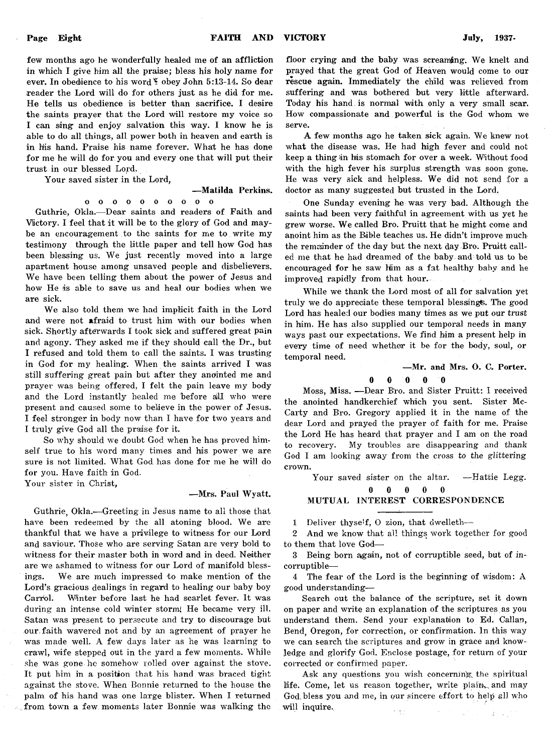few months ago he wonderfully healed me of an affliction in which I give him all the praise; bless his holy name for ever. In obedience to his word I obey John 5:13-14. So dear reader the Lord will do for others just as he did for me. He tells us obedience is better than sacrifice. I desire the saints prayer that the Lord will restore my voice so I can sing and enjoy salvation this way. I know he is able to do all things, all power both in heaven and earth is in his hand. Praise his name forever. What he has done for me he will do for you and every one that will put their trust in our blessed Lord.

Your saved sister in the Lord,

—**Matilda Perkins.**

0 0 0 0 0 0 0 0 0 0 0

Guthrie, Okla.—Dear saints and readers of Faith and Victory. I feel that it will be to the glory of God and maybe an encouragement to the saints for me to write my testimony through the little paper and tell how God has been blessing us. We just recently moved into a large apartment house among unsaved people and disbelievers. We have been telling them about the power of Jesus and how He is able to save us and heal our bodies when we are sick.

We also told them we had implicit faith in the Lord and were not afraid to trust him with our bodies when sick. Shortly afterwards I took sick and suffered great pain and agony. They asked me if they should call the Dr., but I refused and told them to call the saints. I was trusting in God for my healing. When the saints arrived I was still suffering great pain but after they anointed me and prayer was being offered, I felt the pain leave my body and the Lord instantly healed me before all who were present and caused some to believe in the power of Jesus. I feel stronger in body now than I have for two years and I truly give God all the praise for it.

So why should we doubt God when he has proved himself true to his word many times and his power we are sure is not limited. What God has done for me he will do for you. Have faith in God.

Your sister in Christ,

—**Mrs. Paul Wyatt.**

Guthrie, Okla.—Greeting in Jesus name to all those that have been redeemed by the all atoning blood. We are thankful that we have a privilege to witness for our Lord and saviour. Those who are serving Satan are very bold to witness for their master both in word and in deed. Neither are we ashamed to witness for our Lord of manifold blessings. We are much impressed to make mention of the Lord's gracious dealings in regard to healing our baby boy Carrol. Winter before last he had scarlet fever. It was during an intense cold winter storm! He became very ill. Satan was present to persecute and try to discourage but our faith wavered not and by an agreement of prayer he was made well. A few days later as he was learning to crawl, wife stepped out in the yard a few moments. While she was gone he somehow rolled over against the stove. It put him in a position that his hand was braced tight against the stove. When Bonnie returned to the house the palm of his hand was one large blister. When I returned from town a few moments later Bonnie was walking the floor crying and the baby was screaming. We knelt and prayed that the great God of Heaven would come to our rescue again. Immediately the child was relieved from suffering and was bothered but very little afterward. Today his hand is normal with only a very small scar. How compassionate and powerful is the God whom we serve.

A few months ago he taken sick again. We knew not what the disease was. He had high fever and could not keep a thing in his stomach for over a week. Without food with the high fever his surplus strength was soon gone. He was very sick and helpless. We did not send for a doctor as many suggested but trusted in the Lord.

One Sunday evening he was very bad. Although the saints had been very faithful in agreement with us yet he grew worse. We called Bro. Pruitt that he might come and anoint him as the Bible teaches us. He didn't improve much the remainder of the day but the next day Bro. Pruitt called me that he had dreamed of the baby and told us to be encouraged for he saw him as a fat healthy baby and he improved rapidly from that hour.

While we thank the Lord most of all for salvation yet truly we do appreciate these temporal blessings. The good Lord has healed our bodies many times as we put our trust in him. He has also supplied our temporal needs in many ways past our expectations. We find him a present help in every time of need whether it be for the body, soul, or temporal need.

—**Mr. and Mrs. O. C. Porter.**

0 0 0 0 0

Moss, Miss. —Dear Bro. and Sister Pruitt: I received the anointed handkerchief which you sent. Sister McCarty and Bro. Gregory applied it in the name of the dear Lord and prayed the prayer of faith for me. Praise the Lord He has heard that prayer and I am on the road to recovery. My troubles are disappearing and thank God I am looking away from the cross to the glittering crown.

Your saved sister on the altar. —Hattie Legg.

0 0 0 0 0

## MUTUAL INTEREST CORRESPONDENCE

1 Deliver thyself, O zion, that dwelleth—

2 And we know that all things work together for good to them that love God—

3 Being born again, not of corruptible seed, but of incorruptible—

4 The fear of the Lord is the beginning of wisdom: A good understanding—

Search out the balance of the scripture, set it down on paper and write an explanation of the scriptures as you understand them. Send your explanation to Ed. Callan, Bend, Oregon, for correction, or confirmation. In this way we can search the scriptures and grow in grace and knowledge and glorify God. Enclose postage, for return of your corrected or confirmed paper.

Ask any questions you wish concerning the spiritual life. Come, let us reason together, write plain, and may God bless you and me, in our sincere effort to help all who will inquire.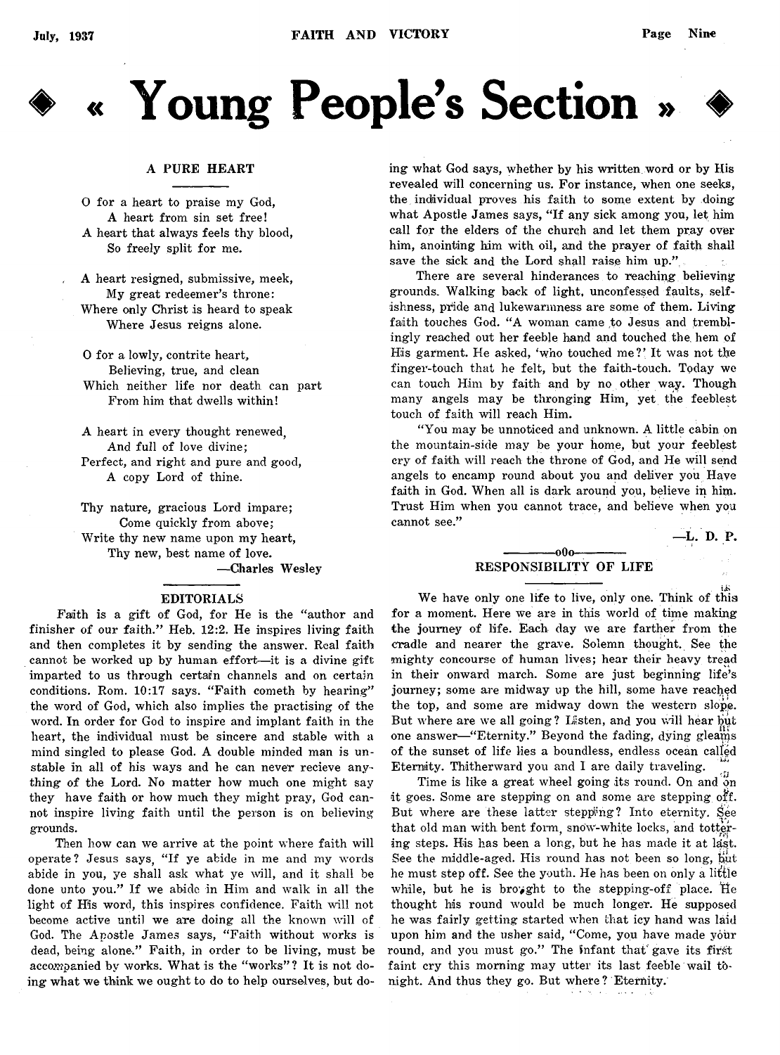// Young People's Section //

## A PURE HEART

O for a heart to praise my God,
A heart from sin set free!
A heart that always feels thy blood,
So freely split for me.

A heart resigned, submissive, meek,
My great redeemer's throne:
Where only Christ is heard to speak
Where Jesus reigns alone.

O for a lowly, contrite heart,
Believing, true, and clean
Which neither life nor death can part
From him that dwells within!

A heart in every thought renewed,
And full of love divine;
Perfect, and right and pure and good,
A copy Lord of thine.

Thy nature, gracious Lord impare;
Come quickly from above;
Write thy new name upon my heart,
Thy new, best name of love.

—Charles Wesley

## EDITORIALS

Faith is a gift of God, for He is the "author and finisher of our faith." Heb. 12:2. He inspires living faith and then completes it by sending the answer. Real faith cannot be worked up by human effort—it is a divine gift imparted to us through certain channels and on certain conditions. Rom. 10:17 says. "Faith cometh by hearing" the word of God, which also implies the practising of the word. In order for God to inspire and implant faith in the heart, the individual must be sincere and stable with a mind singled to please God. A double minded man is unstable in all of his ways and he can never recieve anything of the Lord. No matter how much one might say they have faith or how much they might pray, God cannot inspire living faith until the person is on believing grounds.

Then how can we arrive at the point where faith will operate? Jesus says, "If ye abide in me and my words abide in you, ye shall ask what ye will, and it shall be done unto you." If we abide in Him and walk in all the light of His word, this inspires confidence. Faith will not become active until we are doing all the known will of God. The Apostle James says, "Faith without works is dead, being alone." Faith, in order to be living, must be accompanied by works. What is the "works"? It is not doing what we think we ought to do to help ourselves, but doing what God says, whether by his written word or by His revealed will concerning us. For instance, when one seeks, the individual proves his faith to some extent by doing what Apostle James says, "If any sick among you, let him call for the elders of the church and let them pray over him, anointing him with oil, and the prayer of faith shall save the sick and the Lord shall raise him up."

There are several hinderances to reaching believing grounds. Walking back of light, unconfessed faults, selfishness, pride and lukewarmness are some of them. Living faith touches God. "A woman came to Jesus and tremblingly reached out her feeble hand and touched the hem of His garment. He asked, 'who touched me?' It was not the finger-touch that he felt, but the faith-touch. Today we can touch Him by faith and by no other way. Though many angels may be thronging Him, yet the feeblest touch of faith will reach Him.

"You may be unnoticed and unknown. A little cabin on the mountain-side may be your home, but your feeblest cry of faith will reach the throne of God, and He will send angels to encamp round about you and deliver you Have faith in God. When all is dark around you, believe in him. Trust Him when you cannot trace, and believe when you cannot see."

—L. D. P.

—oOo—

## RESPONSIBILITY OF LIFE

We have only one life to live, only one. Think of this for a moment. Here we are in this world of time making the journey of life. Each day we are farther from the cradle and nearer the grave. Solemn thought. See the mighty concourse of human lives; hear their heavy tread in their onward march. Some are just beginning life's journey; some are midway up the hill, some have reached the top, and some are midway down the western slope. But where are we all going? Listen, and you will hear but one answer—"Eternity." Beyond the fading, dying gleams of the sunset of life lies a boundless, endless ocean called Eternity. Thitherward you and I are daily traveling.

Time is like a great wheel going its round. On and on it goes. Some are stepping on and some are stepping off. But where are these latter stepping? Into eternity. See that old man with bent form, snow-white locks, and tottering steps. His has been a long, but he has made it at last. See the middle-aged. His round has not been so long, but he must step off. See the youth. He has been on only a little while, but he is brought to the stepping-off place. He thought his round would be much longer. He supposed he was fairly getting started when that icy hand was laid upon him and the usher said, "Come, you have made your round, and you must go." The infant that gave its first faint cry this morning may utter its last feeble wail tonight. And thus they go. But where? Eternity.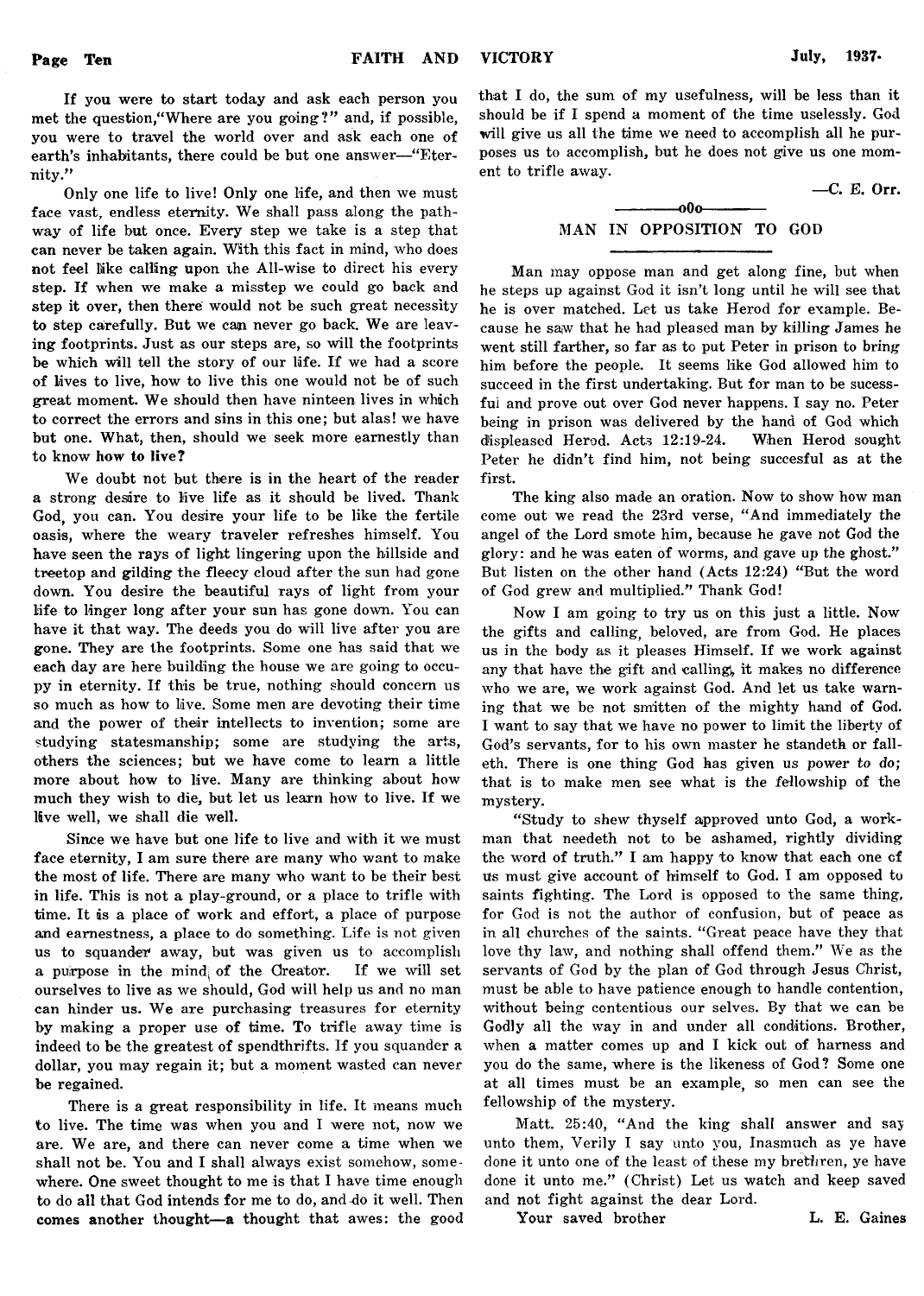If you were to start today and ask each person you met the question, "Where are you going?" and, if possible, you were to travel the world over and ask each one of earth's inhabitants, there could be but one answer—"Eternity."

Only one life to live! Only one life, and then we must face vast, endless eternity. We shall pass along the pathway of life but once. Every step we take is a step that can never be taken again. With this fact in mind, who does not feel like calling upon the All-wise to direct his every step. If when we make a misstep we could go back and step it over, then there would not be such great necessity to step carefully. But we can never go back. We are leaving footprints. Just as our steps are, so will the footprints be which will tell the story of our life. If we had a score of lives to live, how to live this one would not be of such great moment. We should then have ninteen lives in which to correct the errors and sins in this one; but alas! we have but one. What, then, should we seek more earnestly than to know **how to live?**

We doubt not but there is in the heart of the reader a strong desire to live life as it should be lived. Thank God, you can. You desire your life to be like the fertile oasis, where the weary traveler refreshes himself. You have seen the rays of light lingering upon the hillside and treetop and gilding the fleecy cloud after the sun had gone down. You desire the beautiful rays of light from your life to linger long after your sun has gone down. You can have it that way. The deeds you do will live after you are gone. They are the footprints. Some one has said that we each day are here building the house we are going to occupy in eternity. If this be true, nothing should concern us so much as how to live. Some men are devoting their time and the power of their intellects to invention; some are studying statesmanship; some are studying the arts, others the sciences; but we have come to learn a little more about how to live. Many are thinking about how much they wish to die, but let us learn how to live. If we live well, we shall die well.

Since we have but one life to live and with it we must face eternity, I am sure there are many who want to make the most of life. There are many who want to be their best in life. This is not a play-ground, or a place to trifle with time. It is a place of work and effort, a place of purpose and earnestness, a place to do something. Life is not given us to squander away, but was given us to accomplish a purpose in the mind of the Creator. If we will set ourselves to live as we should, God will help us and no man can hinder us. We are purchasing treasures for eternity by making a proper use of time. To trifle away time is indeed to be the greatest of spendthrifts. If you squander a dollar, you may regain it; but a moment wasted can never be regained.

There is a great responsibility in life. It means much to live. The time was when you and I were not, now we are. We are, and there can never come a time when we shall not be. You and I shall always exist somehow, somewhere. One sweet thought to me is that I have time enough to do all that God intends for me to do, and do it well. Then **comes another thought—a thought that awes:** the good that I do, the sum of my usefulness, will be less than it should be if I spend a moment of the time uselessly. God will give us all the time we need to accomplish all he purposes us to accomplish, but he does not give us one moment to trifle away.

—C. E. Orr.

—o0o—

## MAN IN OPPOSITION TO GOD

Man may oppose man and get along fine, but when he steps up against God it isn't long until he will see that he is over matched. Let us take Herod for example. Because he saw that he had pleased man by killing James he went still farther, so far as to put Peter in prison to bring him before the people. It seems like God allowed him to succeed in the first undertaking. But for man to be sucessful and prove out over God never happens. I say no. Peter being in prison was delivered by the hand of God which displeased Herod. Acts 12:19-24. When Herod sought Peter he didn't find him, not being succesful as at the first.

The king also made an oration. Now to show how man come out we read the 23rd verse, "And immediately the angel of the Lord smote him, because he gave not God the glory: and he was eaten of worms, and gave up the ghost." But listen on the other hand (Acts 12:24) "But the word of God grew and multiplied." Thank God!

Now I am going to try us on this just a little. Now the gifts and calling, beloved, are from God. He places us in the body as it pleases Himself. If we work against any that have the gift and calling, it makes no difference who we are, we work against God. And let us take warning that we be not smitten of the mighty hand of God. I want to say that we have no power to limit the liberty of God's servants, for to his own master he standeth or falleth. There is one thing God has given us power to do; that is to make men see what is the fellowship of the mystery.

"Study to shew thyself approved unto God, a workman that needeth not to be ashamed, rightly dividing the word of truth." I am happy to know that each one of us must give account of himself to God. I am opposed to saints fighting. The Lord is opposed to the same thing, for God is not the author of confusion, but of peace as in all churches of the saints. "Great peace have they that love thy law, and nothing shall offend them." We as the servants of God by the plan of God through Jesus Christ, must be able to have patience enough to handle contention, without being contentious our selves. By that we can be Godly all the way in and under all conditions. Brother, when a matter comes up and I kick out of harness and you do the same, where is the likeness of God? Some one at all times must be an example, so men can see the fellowship of the mystery.

Matt. 25:40, "And the king shall answer and say unto them, Verily I say unto you, Inasmuch as ye have done it unto one of the least of these my brethren, ye have done it unto me." (Christ) Let us watch and keep saved and not fight against the dear Lord.

Your saved brother L. E. Gaines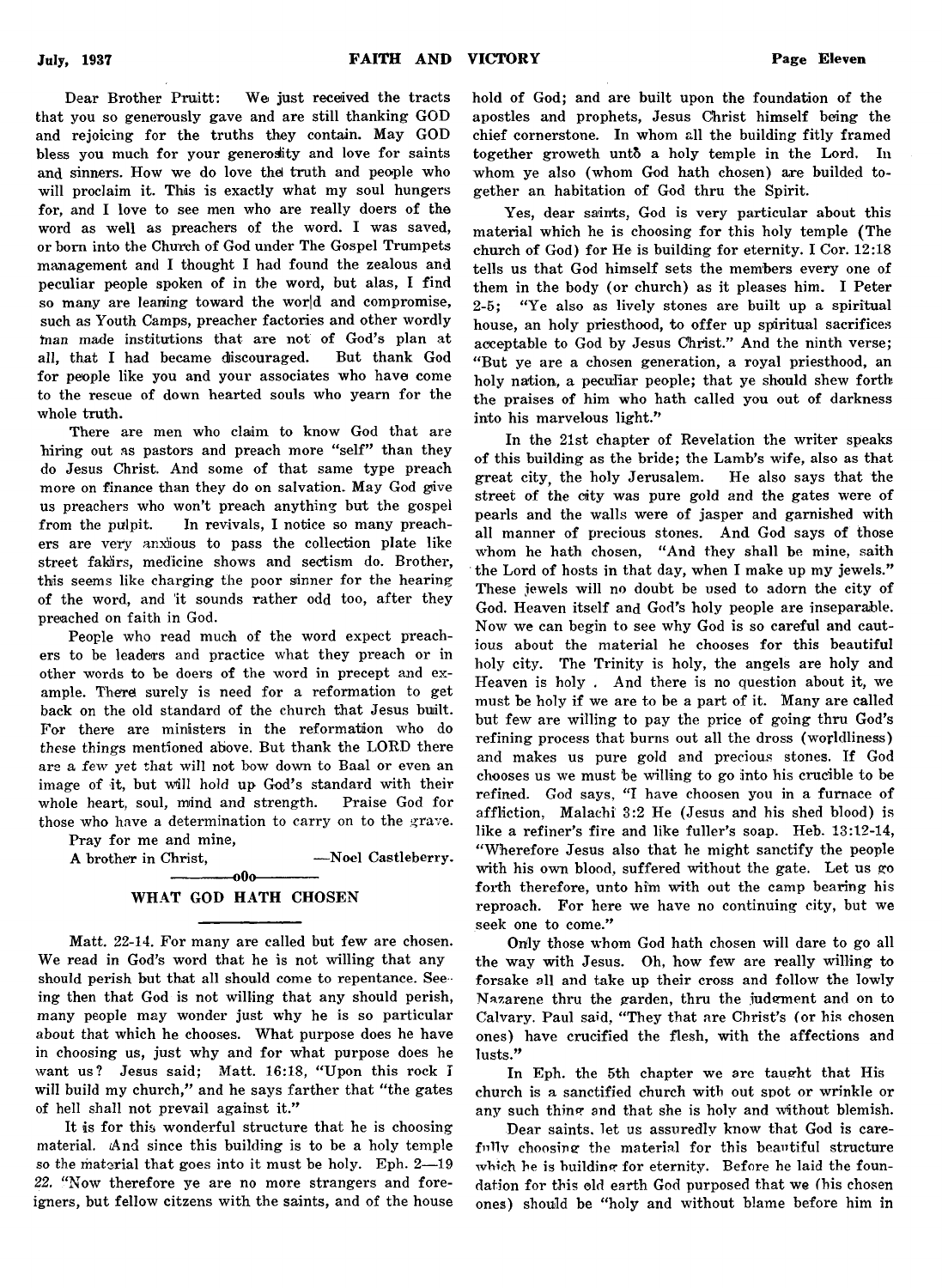Dear Brother Pruitt: We just received the tracts that you so generously gave and are still thanking GOD and rejoicing for the truths they contain. May GOD bless you much for your generosity and love for saints and sinners. How we do love the truth and people who will proclaim it. This is exactly what my soul hungers for, and I love to see men who are really doers of the word as well as preachers of the word. I was saved, or born into the Church of God under The Gospel Trumpets management and I thought I had found the zealous and peculiar people spoken of in the word, but alas, I find so many are leaning toward the world and compromise, such as Youth Camps, preacher factories and other wordly man made institutions that are not of God's plan at all, that I had became discouraged. But thank God for people like you and your associates who have come to the rescue of down hearted souls who yearn for the whole truth.

There are men who claim to know God that are hiring out as pastors and preach more "self" than they do Jesus Christ. And some of that same type preach more on finance than they do on salvation. May God give us preachers who won't preach anything but the gospel from the pulpit. In revivals, I notice so many preachers are very anxious to pass the collection plate like street fakirs, medicine shows and sectism do. Brother, this seems like charging the poor sinner for the hearing of the word, and it sounds rather odd too, after they preached on faith in God.

People who read much of the word expect preachers to be leaders and practice what they preach or in other words to be doers of the word in precept and example. There surely is need for a reformation to get back on the old standard of the church that Jesus built. For there are ministers in the reformation who do these things mentioned above. But thank the LORD there are a few yet that will not bow down to Baal or even an image of it, but will hold up God's standard with their whole heart, soul, mind and strength. Praise God for those who have a determination to carry on to the grave.

Pray for me and mine,

A brother in Christ, —Noel Castleberry.

—oOo—

## WHAT GOD HATH CHOSEN

Matt. 22-14. For many are called but few are chosen. We read in God's word that he is not willing that any should perish but that all should come to repentance. Seeing then that God is not willing that any should perish, many people may wonder just why he is so particular about that which he chooses. What purpose does he have in choosing us, just why and for what purpose does he want us? Jesus said; Matt. 16:18, "Upon this rock I will build my church," and he says farther that "the gates of hell shall not prevail against it."

It is for this wonderful structure that he is choosing material. And since this building is to be a holy temple so the material that goes into it must be holy. Eph. 2—19 22. "Now therefore ye are no more strangers and foreigners, but fellow citzens with the saints, and of the house hold of God; and are built upon the foundation of the apostles and prophets, Jesus Christ himself being the chief cornerstone. In whom all the building fitly framed together groweth untō a holy temple in the Lord. In whom ye also (whom God hath chosen) are builded together an habitation of God thru the Spirit.

Yes, dear saints, God is very particular about this material which he is choosing for this holy temple (The church of God) for He is building for eternity. I Cor. 12:18 tells us that God himself sets the members every one of them in the body (or church) as it pleases him. I Peter 2-5; "Ye also as lively stones are built up a spiritual house, an holy priesthood, to offer up spiritual sacrifices acceptable to God by Jesus Christ." And the ninth verse; "But ye are a chosen generation, a royal priesthood, an holy nation, a peculiar people; that ye should shew forth the praises of him who hath called you out of darkness into his marvelous light."

In the 21st chapter of Revelation the writer speaks of this building as the bride; the Lamb's wife, also as that great city, the holy Jerusalem. He also says that the street of the city was pure gold and the gates were of pearls and the walls were of jasper and garnished with all manner of precious stones. And God says of those whom he hath chosen, "And they shall be mine, saith the Lord of hosts in that day, when I make up my jewels." These jewels will no doubt be used to adorn the city of God. Heaven itself and God's holy people are inseparable. Now we can begin to see why God is so careful and cautious about the material he chooses for this beautiful holy city. The Trinity is holy, the angels are holy and Heaven is holy . And there is no question about it, we must be holy if we are to be a part of it. Many are called but few are willing to pay the price of going thru God's refining process that burns out all the dross (worldliness) and makes us pure gold and precious stones. If God chooses us we must be willing to go into his crucible to be refined. God says, "I have choosen you in a furnace of affliction, Malachi 3:2 He (Jesus and his shed blood) is like a refiner's fire and like fuller's soap. Heb. 13:12-14, "Wherefore Jesus also that he might sanctify the people with his own blood, suffered without the gate. Let us go forth therefore, unto him with out the camp bearing his reproach. For here we have no continuing city, but we seek one to come."

Only those whom God hath chosen will dare to go all the way with Jesus. Oh, how few are really willing to forsake all and take up their cross and follow the lowly Nazarene thru the garden, thru the judgment and on to Calvary. Paul said, "They that are Christ's (or his chosen ones) have crucified the flesh, with the affections and lusts."

In Eph. the 5th chapter we are taught that His church is a sanctified church with out spot or wrinkle or any such thing and that she is holy and without blemish.

Dear saints, let us assuredly know that God is carefully choosing the material for this beautiful structure which he is building for eternity. Before he laid the foundation for this old earth God purposed that we (his chosen ones) should be "holy and without blame before him in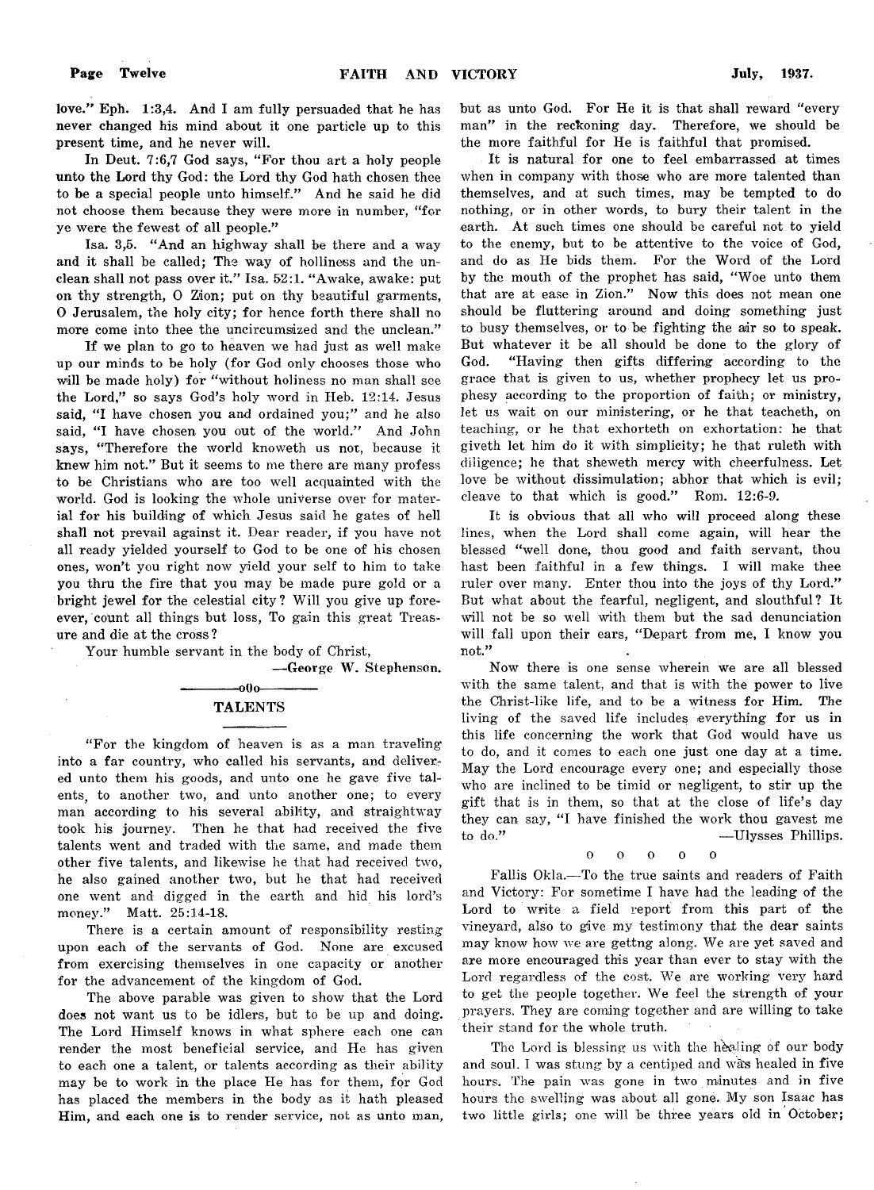love." Eph. 1:3,4. And I am fully persuaded that he has never changed his mind about it one particle up to this present time, and he never will.

In Deut. 7:6,7 God says, "For thou art a holy people unto the Lord thy God: the Lord thy God hath chosen thee to be a special people unto himself." And he said he did not choose them because they were more in number, "for ye were the fewest of all people."

Isa. 3,5. "And an highway shall be there and a way and it shall be called; The way of holliness and the unclean shall not pass over it." Isa. 52:1. "Awake, awake: put on thy strength, O Zion; put on thy beautiful garments, O Jerusalem, the holy city; for hence forth there shall no more come into thee the uncircumsized and the unclean."

If we plan to go to heaven we had just as well make up our minds to be holy (for God only chooses those who will be made holy) for "without holiness no man shall see the Lord," so says God's holy word in Heb. 12:14. Jesus said, "I have chosen you and ordained you;" and he also said, "I have chosen you out of the world." And John says, "Therefore the world knoweth us not, because it knew him not." But it seems to me there are many profess to be Christians who are too well acquainted with the world. God is looking the whole universe over for material for his building of which Jesus said he gates of hell shall not prevail against it. Dear reader, if you have not all ready yielded yourself to God to be one of his chosen ones, won't you right now yield your self to him to take you thru the fire that you may be made pure gold or a bright jewel for the celestial city? Will you give up forever, count all things but loss, To gain this great Treasure and die at the cross?

Your humble servant in the body of Christ,

—George W. Stephenson.

---

## TALENTS

"For the kingdom of heaven is as a man traveling into a far country, who called his servants, and delivered unto them his goods, and unto one he gave five talents, to another two, and unto another one; to every man according to his several ability, and straightway took his journey. Then he that had received the five talents went and traded with the same, and made them other five talents, and likewise he that had received two, he also gained another two, but he that had received one went and digged in the earth and hid his lord's money." Matt. 25:14-18.

There is a certain amount of responsibility resting upon each of the servants of God. None are excused from exercising themselves in one capacity or another for the advancement of the kingdom of God.

The above parable was given to show that the Lord does not want us to be idlers, but to be up and doing. The Lord Himself knows in what sphere each one can render the most beneficial service, and He has given to each one a talent, or talents according as their ability may be to work in the place He has for them, for God has placed the members in the body as it hath pleased Him, and each one is to render service, not as unto man, but as unto God. For He it is that shall reward "every man" in the reckoning day. Therefore, we should be the more faithful for He is faithful that promised.

It is natural for one to feel embarrassed at times when in company with those who are more talented than themselves, and at such times, may be tempted to do nothing, or in other words, to bury their talent in the earth. At such times one should be careful not to yield to the enemy, but to be attentive to the voice of God, and do as He bids them. For the Word of the Lord by the mouth of the prophet has said, "Woe unto them that are at ease in Zion." Now this does not mean one should be fluttering around and doing something just to busy themselves, or to be fighting the air so to speak. But whatever it be all should be done to the glory of God. "Having then gifts differing according to the grace that is given to us, whether prophecy let us prophesy according to the proportion of faith; or ministry, let us wait on our ministering, or he that teacheth, on teaching, or he that exhorteth on exhortation: he that giveth let him do it with simplicity; he that ruleth with diligence; he that sheweth mercy with cheerfulness. Let love be without dissimulation; abhor that which is evil; cleave to that which is good." Rom. 12:6-9.

It is obvious that all who will proceed along these lines, when the Lord shall come again, will hear the blessed "well done, thou good and faith servant, thou hast been faithful in a few things. I will make thee ruler over many. Enter thou into the joys of thy Lord." But what about the fearful, negligent, and slouthful? It will not be so well with them but the sad denunciation will fall upon their ears, "Depart from me, I know you not."

Now there is one sense wherein we are all blessed with the same talent, and that is with the power to live the Christ-like life, and to be a witness for Him. The living of the saved life includes everything for us in this life concerning the work that God would have us to do, and it comes to each one just one day at a time. May the Lord encourage every one; and especially those who are inclined to be timid or negligent, to stir up the gift that is in them, so that at the close of life's day they can say, "I have finished the work thou gavest me to do." —Ulysses Phillips.

o o o o o

Fallis Okla.—To the true saints and readers of Faith and Victory: For sometime I have had the leading of the Lord to write a field report from this part of the vineyard, also to give my testimony that the dear saints may know how we are gettng along. We are yet saved and are more encouraged this year than ever to stay with the Lord regardless of the cost. We are working very hard to get the people together. We feel the strength of your prayers. They are coming together and are willing to take their stand for the whole truth.

The Lord is blessing us with the healing of our body and soul. I was stung by a centiped and was healed in five hours. The pain was gone in two minutes and in five hours the swelling was about all gone. My son Isaac has two little girls; one will be three years old in October;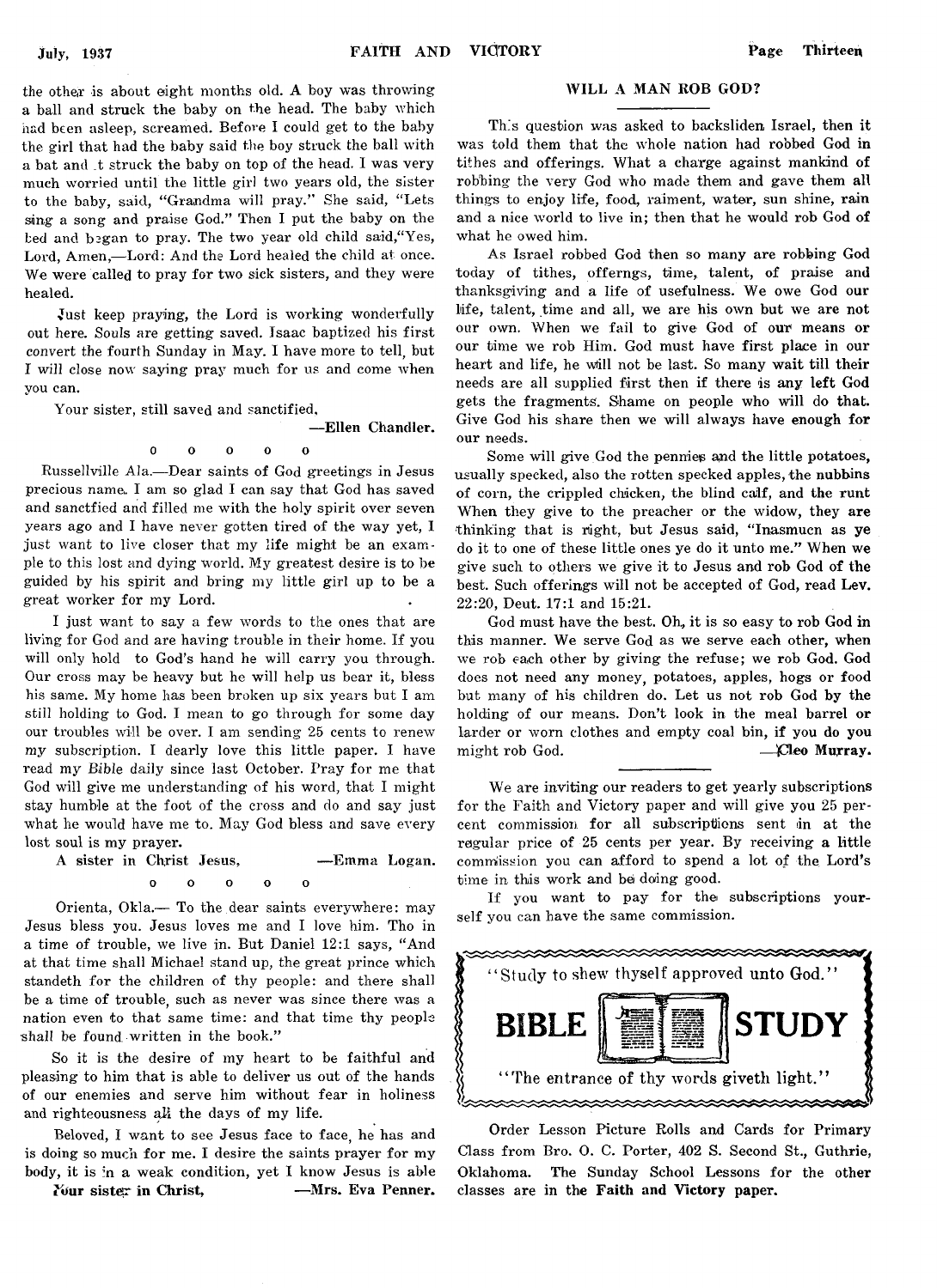the other is about eight months old. A boy was throwing a ball and struck the baby on the head. The baby which had been asleep, screamed. Before I could get to the baby the girl that had the baby said the boy struck the ball with a bat and it struck the baby on top of the head. I was very much worried until the little girl two years old, the sister to the baby, said, "Grandma will pray." She said, "Lets sing a song and praise God." Then I put the baby on the bed and began to pray. The two year old child said,"Yes, Lord, Amen,—Lord: And the Lord healed the child at once. We were called to pray for two sick sisters, and they were healed.

Just keep praying, the Lord is working wonderfully out here. Souls are getting saved. Isaac baptized his first convert the fourth Sunday in May. I have more to tell, but I will close now saying pray much for us and come when you can.

Your sister, still saved and sanctified,

—Ellen Chandler.

o o o o o

Russellville Ala.—Dear saints of God greetings in Jesus precious name. I am so glad I can say that God has saved and sanctfied and filled me with the holy spirit over seven years ago and I have never gotten tired of the way yet, I just want to live closer that my life might be an example to this lost and dying world. My greatest desire is to be guided by his spirit and bring my little girl up to be a great worker for my Lord.

I just want to say a few words to the ones that are living for God and are having trouble in their home. If you will only hold to God's hand he will carry you through. Our cross may be heavy but he will help us bear it, bless his same. My home has been broken up six years but I am still holding to God. I mean to go through for some day our troubles will be over. I am sending 25 cents to renew my subscription. I dearly love this little paper. I have read my Bible daily since last October. Pray for me that God will give me understanding of his word, that I might stay humble at the foot of the cross and do and say just what he would have me to. May God bless and save every lost soul is my prayer.

A sister in Christ Jesus, —Emma Logan.

o o o o o

Orienta, Okla.— To the dear saints everywhere: may Jesus bless you. Jesus loves me and I love him. Tho in a time of trouble, we live in. But Daniel 12:1 says, "And at that time shall Michael stand up, the great prince which standeth for the children of thy people: and there shall be a time of trouble, such as never was since there was a nation even to that same time: and that time thy people shall be found written in the book."

So it is the desire of my heart to be faithful and pleasing to him that is able to deliver us out of the hands of our enemies and serve him without fear in holiness and righteousness all the days of my life.

Beloved, I want to see Jesus face to face, he has and is doing so much for me. I desire the saints prayer for my body, it is in a weak condition, yet I know Jesus is able

Your sister in Christ, —Mrs. Eva Penner.

## WILL A MAN ROB GOD?

This question was asked to backsliden Israel, then it was told them that the whole nation had robbed God in tithes and offerings. What a charge against mankind of robbing the very God who made them and gave them all things to enjoy life, food, raiment, water, sun shine, rain and a nice world to live in; then that he would rob God of what he owed him.

As Israel robbed God then so many are robbing God today of tithes, offerngs, time, talent, of praise and thanksgiving and a life of usefulness. We owe God our life, talent, time and all, we are his own but we are not our own. When we fail to give God of our means or our time we rob Him. God must have first place in our heart and life, he will not be last. So many wait till their needs are all supplied first then if there is any left God gets the fragments. Shame on people who will do that. Give God his share then we will always have enough for our needs.

Some will give God the pennies and the little potatoes, usually specked, also the rotten specked apples, the nubbins of corn, the crippled chicken, the blind calf, and the runt When they give to the preacher or the widow, they are thinking that is right, but Jesus said, "Inasmucn as ye do it to one of these little ones ye do it unto me." When we give such to others we give it to Jesus and rob God of the best. Such offerings will not be accepted of God, read Lev. 22:20, Deut. 17:1 and 15:21.

God must have the best. Oh, it is so easy to rob God in this manner. We serve God as we serve each other, when we rob each other by giving the refuse; we rob God. God does not need any money, potatoes, apples, hogs or food but many of his children do. Let us not rob God by the holding of our means. Don't look in the meal barrel or larder or worn clothes and empty coal bin, if you do you might rob God. —Cleo Murray.

---

We are inviting our readers to get yearly subscriptions for the Faith and Victory paper and will give you 25 percent commission for all subscriptions sent in at the regular price of 25 cents per year. By receiving a little commission you can afford to spend a lot of the Lord's time in this work and be doing good.

If you want to pay for the subscriptions yourself you can have the same commission.

"Study to shew thyself approved unto God."

**BIBLE STUDY**

"The entrance of thy words giveth light."

Order Lesson Picture Rolls and Cards for Primary Class from Bro. O. C. Porter, 402 S. Second St., Guthrie, Oklahoma. **The Sunday School Lessons for the other classes are in the Faith and Victory paper.**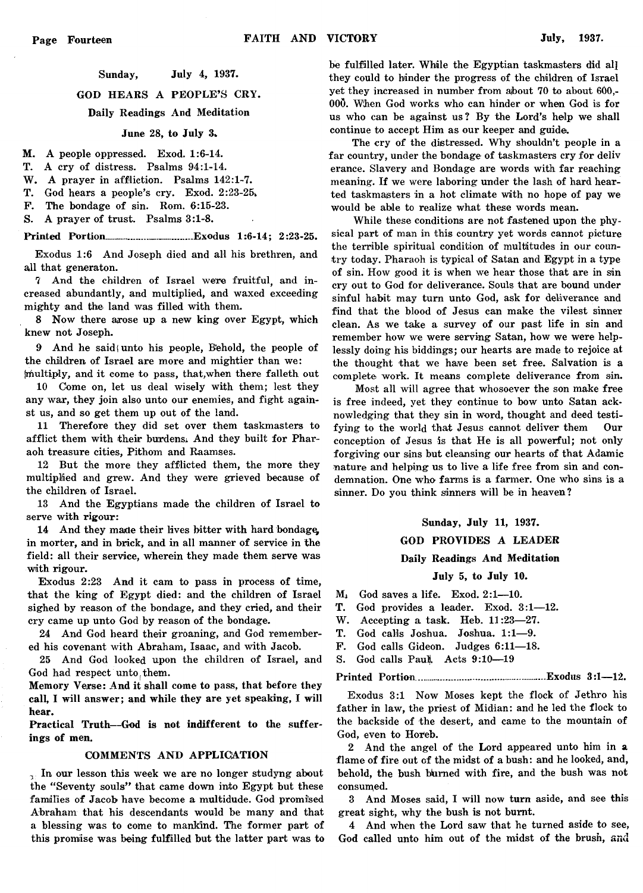Sunday, July 4, 1937.

## GOD HEARS A PEOPLE'S CRY.

### Daily Readings And Meditation

June 28, to July 3.

M. A people oppressed. Exod. 1:6-14.
T. A cry of distress. Psalms 94:1-14.
W. A prayer in affliction. Psalms 142:1-7.
T. God hears a people's cry. Exod. 2:23-25.
F. The bondage of sin. Rom. 6:15-23.
S. A prayer of trust. Psalms 3:1-8.

**Printed Portion...............Exodus 1:6-14; 2:23-25.**

Exodus 1:6 And Joseph died and all his brethren, and all that generaton.

7 And the children of Israel were fruitful, and increased abundantly, and multiplied, and waxed exceeding mighty and the land was filled with them.

8 Now there arose up a new king over Egypt, which knew not Joseph.

9 And he said unto his people, Behold, the people of the children of Israel are more and mightier than we: multiply, and it come to pass, that,when there falleth out

10 Come on, let us deal wisely with them; lest they any war, they join also unto our enemies, and fight against us, and so get them up out of the land.

11 Therefore they did set over them taskmasters to afflict them with their burdens. And they built for Pharaoh treasure cities, Pithom and Raamses.

12 But the more they afflicted them, the more they multiplied and grew. And they were grieved because of the children of Israel.

13 And the Egyptians made the children of Israel to serve with rigour:

14 And they made their lives bitter with hard bondage, in morter, and in brick, and in all manner of service in the field: all their service, wherein they made them serve was with rigour.

Exodus 2:23 And it cam to pass in process of time, that the king of Egypt died: and the children of Israel sighed by reason of the bondage, and they cried, and their cry came up unto God by reason of the bondage.

24 And God heard their groaning, and God remembered his covenant with Abraham, Isaac, and with Jacob.

25 And God looked upon the children of Israel, and God had respect unto them.

**Memory Verse: And it shall come to pass, that before they call, I will answer; and while they are yet speaking, I will hear.**

**Practical Truth—God is not indifferent to the sufferings of men.**

### COMMENTS AND APPLICATION

In our lesson this week we are no longer studyng about the "Seventy souls" that came down into Egypt but these families of Jacob have become a multidude. God promised Abraham that his descendants would be many and that a blessing was to come to mankind. The former part of this promise was being fulfilled but the latter part was to be fulfilled later. While the Egyptian taskmasters did all they could to hinder the progress of the children of Israel yet they increased in number from about 70 to about 600,-000. When God works who can hinder or when God is for us who can be against us? By the Lord's help we shall continue to accept Him as our keeper and guide.

The cry of the distressed. Why shouldn't people in a far country, under the bondage of taskmasters cry for deliverance. Slavery and Bondage are words with far reaching meaning. If we were laboring under the lash of hard hearted taskmasters in a hot climate with no hope of pay we would be able to realize what these words mean.

While these conditions are not fastened upon the physical part of man in this country yet words cannot picture the terrible spiritual condition of multitudes in our country today. Pharaoh is typical of Satan and Egypt in a type of sin. How good it is when we hear those that are in sin cry out to God for deliverance. Souls that are bound under sinful habit may turn unto God, ask for deliverance and find that the blood of Jesus can make the vilest sinner clean. As we take a survey of our past life in sin and remember how we were serving Satan, how we were helplessly doing his biddings; our hearts are made to rejoice at the thought that we have been set free. Salvation is a complete work. It means complete deliverance from sin.

Most all will agree that whosoever the son make free is free indeed, yet they continue to bow unto Satan acknowledging that they sin in word, thought and deed testifying to the world that Jesus cannot deliver them Our conception of Jesus is that He is all powerful; not only forgiving our sins but cleansing our hearts of that Adamic nature and helping us to live a life free from sin and condemnation. One who farms is a farmer. One who sins is a sinner. Do you think sinners will be in heaven?

Sunday, July 11, 1937.

## GOD PROVIDES A LEADER

### Daily Readings And Meditation

July 5, to July 10.

M. God saves a life. Exod. 2:1—10.
T. God provides a leader. Exod. 3:1—12.
W. Accepting a task. Heb. 11:23—27.
T. God calls Joshua. Joshua. 1:1—9.
F. God calls Gideon. Judges 6:11—18.
S. God calls Paul. Acts 9:10—19

**Printed Portion..............................Exodus 3:1—12.**

Exodus 3:1 Now Moses kept the flock of Jethro his father in law, the priest of Midian: and he led the flock to the backside of the desert, and came to the mountain of God, even to Horeb.

2 And the angel of the Lord appeared unto him in a flame of fire out of the midst of a bush: and he looked, and, behold, the bush burned with fire, and the bush was not consumed.

3 And Moses said, I will now turn aside, and see this great sight, why the bush is not burnt.

4 And when the Lord saw that he turned aside to see, God called unto him out of the midst of the brush, and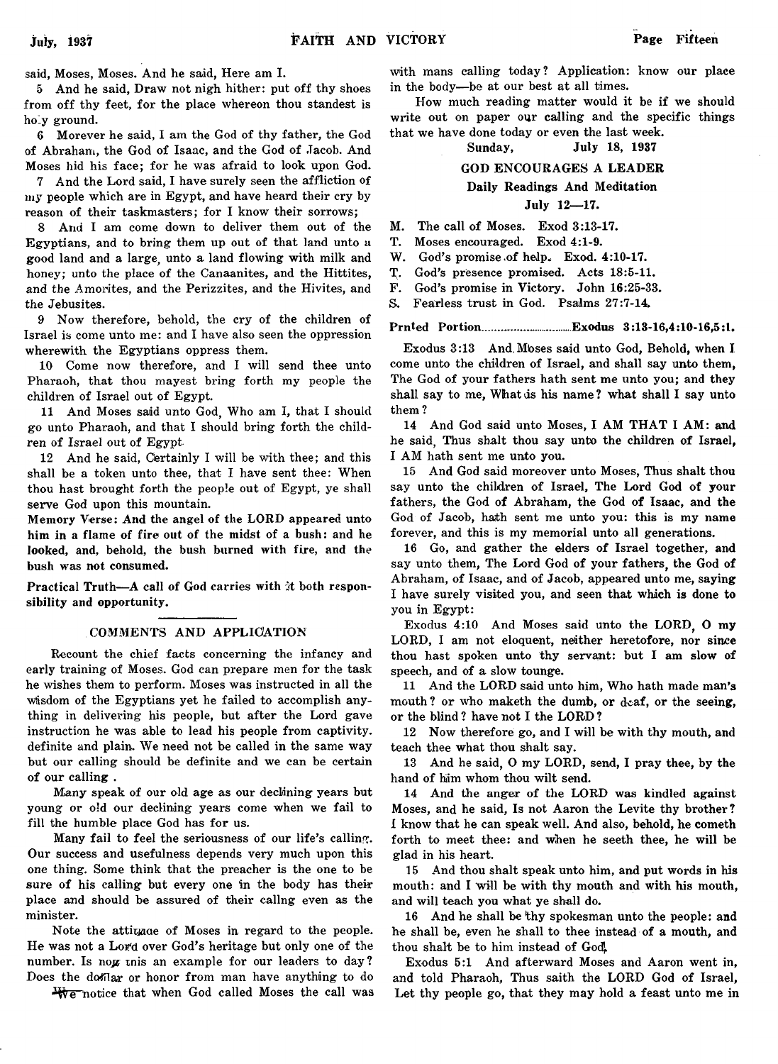said, Moses, Moses. And he said, Here am I.

5 And he said, Draw not nigh hither: put off thy shoes from off thy feet, for the place whereon thou standest is holy ground.

6 Morever he said, I am the God of thy father, the God of Abraham, the God of Isaac, and the God of Jacob. And Moses hid his face; for he was afraid to look upon God.

7 And the Lord said, I have surely seen the affliction of my people which are in Egypt, and have heard their cry by reason of their taskmasters; for I know their sorrows;

8 And I am come down to deliver them out of the Egyptians, and to bring them up out of that land unto a good land and a large, unto a land flowing with milk and honey; unto the place of the Canaanites, and the Hittites, and the Amorites, and the Perizzites, and the Hivites, and the Jebusites.

9 Now therefore, behold, the cry of the children of Israel is come unto me: and I have also seen the oppression wherewith the Egyptians oppress them.

10 Come now therefore, and I will send thee unto Pharaoh, that thou mayest bring forth my people the children of Israel out of Egypt.

11 And Moses said unto God, Who am I, that I should go unto Pharaoh, and that I should bring forth the children of Israel out of Egypt.

12 And he said, Certainly I will be with thee; and this shall be a token unto thee, that I have sent thee: When thou hast brought forth the people out of Egypt, ye shall serve God upon this mountain.

**Memory Verse: And the angel of the LORD appeared unto him in a flame of fire out of the midst of a bush: and he looked, and, behold, the bush burned with fire, and the bush was not consumed.**

**Practical Truth—A call of God carries with it both responsibility and opportunity.**

## COMMENTS AND APPLICATION

Recount the chief facts concerning the infancy and early training of Moses. God can prepare men for the task he wishes them to perform. Moses was instructed in all the wisdom of the Egyptians yet he failed to accomplish anything in delivering his people, but after the Lord gave instruction he was able to lead his people from captivity. definite and plain. We need not be called in the same way but our calling should be definite and we can be certain of our calling .

Many speak of our old age as our declining years but young or old our declining years come when we fail to fill the humble place God has for us.

Many fail to feel the seriousness of our life's calling. Our success and usefulness depends very much upon this one thing. Some think that the preacher is the one to be sure of his calling but every one in the body has their place and should be assured of their callng even as the minister.

Note the attitude of Moses in regard to the people. He was not a Lord over God's heritage but only one of the number. Is not this an example for our leaders to day? Does the dollar or honor from man have anything to do with mans calling today? Application: know our place in the body—be at our best at all times.

We notice that when God called Moses the call was

How much reading matter would it be if we should write out on paper our calling and the specific things that we have done today or even the last week.

Sunday, July 18, 1937

### GOD ENCOURAGES A LEADER

**Daily Readings And Meditation**

**July 12—17.**

M. The call of Moses. Exod 3:13-17.
T. Moses encouraged. Exod 4:1-9.
W. God's promise of help. Exod. 4:10-17.
T. God's presence promised. Acts 18:5-11.
F. God's promise in Victory. John 16:25-33.
S. Fearless trust in God. Psalms 27:7-14.

**Prnted Portion..............................Exodus 3:13-16,4:10-16,5:1.**

Exodus 3:13 And Moses said unto God, Behold, when I come unto the children of Israel, and shall say unto them, The God of your fathers hath sent me unto you; and they shall say to me, What is his name? what shall I say unto them?

14 And God said unto Moses, I AM THAT I AM: and he said, Thus shalt thou say unto the children of Israel, I AM hath sent me unto you.

15 And God said moreover unto Moses, Thus shalt thou say unto the children of Israel, The Lord God of your fathers, the God of Abraham, the God of Isaac, and the God of Jacob, hath sent me unto you: this is my name forever, and this is my memorial unto all generations.

16 Go, and gather the elders of Israel together, and say unto them, The Lord God of your fathers, the God of Abraham, of Isaac, and of Jacob, appeared unto me, saying I have surely visited you, and seen that which is done to you in Egypt:

Exodus 4:10 And Moses said unto the LORD, O my LORD, I am not eloquent, neither heretofore, nor since thou hast spoken unto thy servant: but I am slow of speech, and of a slow tounge.

11 And the LORD said unto him, Who hath made man's mouth? or who maketh the dumb, or deaf, or the seeing, or the blind? have not I the LORD?

12 Now therefore go, and I will be with thy mouth, and teach thee what thou shalt say.

13 And he said, O my LORD, send, I pray thee, by the hand of him whom thou wilt send.

14 And the anger of the LORD was kindled against Moses, and he said, Is not Aaron the Levite thy brother? I know that he can speak well. And also, behold, he cometh forth to meet thee: and when he seeth thee, he will be glad in his heart.

15 And thou shalt speak unto him, and put words in his mouth: and I will be with thy mouth and with his mouth, and will teach you what ye shall do.

16 And he shall be thy spokesman unto the people: and he shall be, even he shall to thee instead of a mouth, and thou shalt be to him instead of God.

Exodus 5:1 And afterward Moses and Aaron went in, and told Pharaoh, Thus saith the LORD God of Israel, Let thy people go, that they may hold a feast unto me in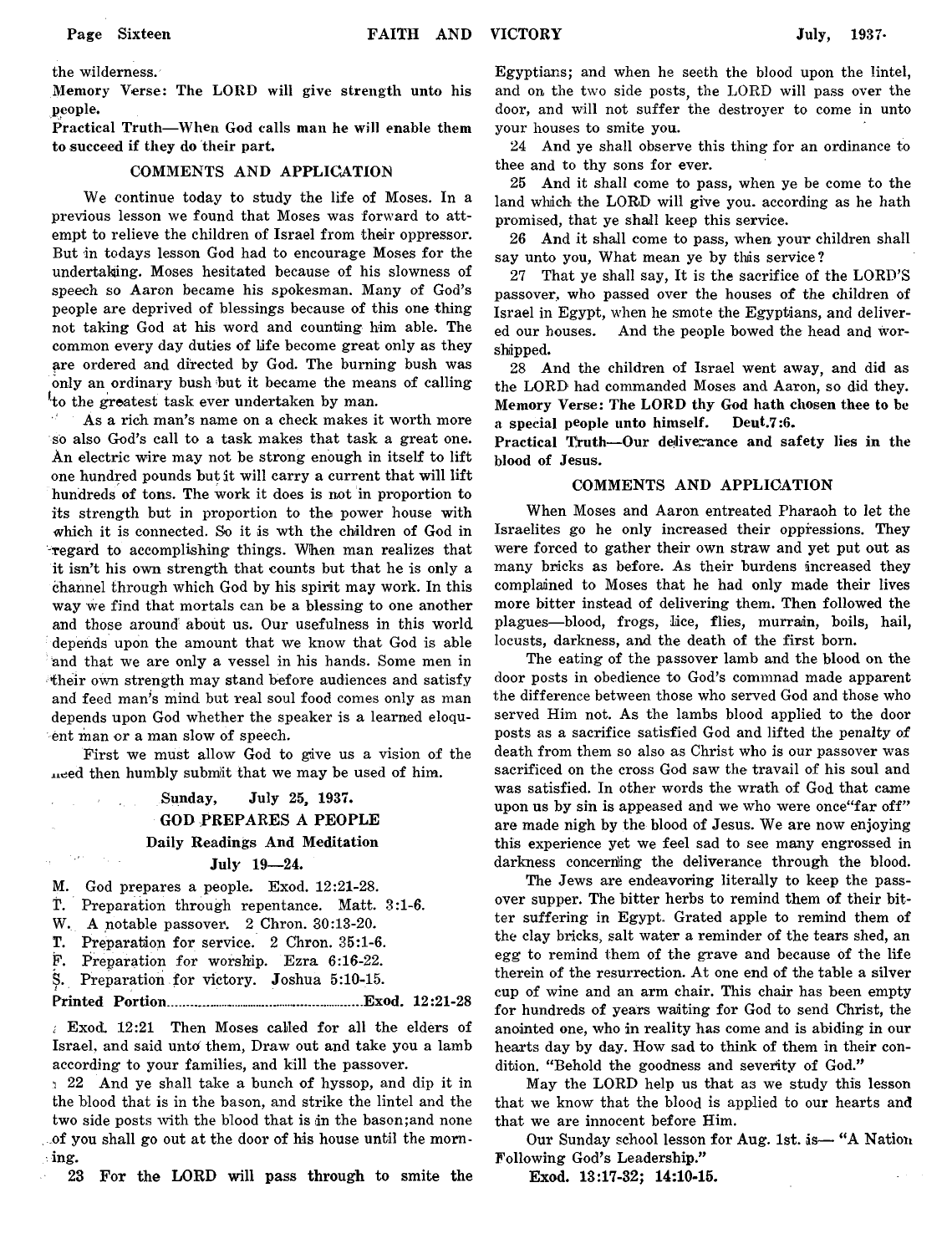the wilderness.

**Memory Verse: The LORD will give strength unto his people.**

**Practical Truth—When God calls man he will enable them to succeed if they do their part.**

### COMMENTS AND APPLICATION

We continue today to study the life of Moses. In a previous lesson we found that Moses was forward to attempt to relieve the children of Israel from their oppressor. But in todays lesson God had to encourage Moses for the undertaking. Moses hesitated because of his slowness of speech so Aaron became his spokesman. Many of God's people are deprived of blessings because of this one thing not taking God at his word and counting him able. The common every day duties of life become great only as they are ordered and directed by God. The burning bush was only an ordinary bush but it became the means of calling to the greatest task ever undertaken by man.

As a rich man's name on a check makes it worth more so also God's call to a task makes that task a great one. An electric wire may not be strong enough in itself to lift one hundred pounds but it will carry a current that will lift hundreds of tons. The work it does is not in proportion to its strength but in proportion to the power house with which it is connected. So it is wth the children of God in regard to accomplishing things. When man realizes that it isn't his own strength that counts but that he is only a channel through which God by his spirit may work. In this way we find that mortals can be a blessing to one another and those around about us. Our usefulness in this world depends upon the amount that we know that God is able and that we are only a vessel in his hands. Some men in their own strength may stand before audiences and satisfy and feed man's mind but real soul food comes only as man depends upon God whether the speaker is a learned eloquent man or a man slow of speech.

First we must allow God to give us a vision of the need then humbly submit that we may be used of him.

## Sunday, July 25, 1937.

## GOD PREPARES A PEOPLE

### Daily Readings And Meditation

### July 19—24.

M. God prepares a people. Exod. 12:21-28.
T. Preparation through repentance. Matt. 3:1-6.
W. A notable passover. 2 Chron. 30:13-20.
T. Preparation for service. 2 Chron. 35:1-6.
F. Preparation for worship. Ezra 6:16-22.
S. Preparation for victory. Joshua 5:10-15.

**Printed Portion.......................................................Exod. 12:21-28**

Exod. 12:21 Then Moses called for all the elders of Israel, and said unto them, Draw out and take you a lamb according to your families, and kill the passover.

22 And ye shall take a bunch of hyssop, and dip it in the blood that is in the bason, and strike the lintel and the two side posts with the blood that is in the bason;and none of you shall go out at the door of his house until the morning.

23 For the LORD will pass through to smite the Egyptians; and when he seeth the blood upon the lintel, and on the two side posts, the LORD will pass over the door, and will not suffer the destroyer to come in unto your houses to smite you.

24 And ye shall observe this thing for an ordinance to thee and to thy sons for ever.

25 And it shall come to pass, when ye be come to the land which the LORD will give you. according as he hath promised, that ye shall keep this service.

26 And it shall come to pass, when your children shall say unto you, What mean ye by this service?

27 That ye shall say, It is the sacrifice of the LORD'S passover, who passed over the houses of the children of Israel in Egypt, when he smote the Egyptians, and delivered our houses. And the people bowed the head and worshipped.

28 And the children of Israel went away, and did as the LORD had commanded Moses and Aaron, so did they.

**Memory Verse: The LORD thy God hath chosen thee to be a special people unto himself. Deut.7:6.**

**Practical Truth—Our deliverance and safety lies in the blood of Jesus.**

### COMMENTS AND APPLICATION

When Moses and Aaron entreated Pharaoh to let the Israelites go he only increased their oppressions. They were forced to gather their own straw and yet put out as many bricks as before. As their burdens increased they complained to Moses that he had only made their lives more bitter instead of delivering them. Then followed the plagues—blood, frogs, lice, flies, murrain, boils, hail, locusts, darkness, and the death of the first born.

The eating of the passover lamb and the blood on the door posts in obedience to God's commnad made apparent the difference between those who served God and those who served Him not. As the lambs blood applied to the door posts as a sacrifice satisfied God and lifted the penalty of death from them so also as Christ who is our passover was sacrificed on the cross God saw the travail of his soul and was satisfied. In other words the wrath of God that came upon us by sin is appeased and we who were once"far off" are made nigh by the blood of Jesus. We are now enjoying this experience yet we feel sad to see many engrossed in darkness concerning the deliverance through the blood.

The Jews are endeavoring literally to keep the passover supper. The bitter herbs to remind them of their bitter suffering in Egypt. Grated apple to remind them of the clay bricks, salt water a reminder of the tears shed, an egg to remind them of the grave and because of the life therein of the resurrection. At one end of the table a silver cup of wine and an arm chair. This chair has been empty for hundreds of years waiting for God to send Christ, the anointed one, who in reality has come and is abiding in our hearts day by day. How sad to think of them in their condition. "Behold the goodness and severity of God."

May the LORD help us that as we study this lesson that we know that the blood is applied to our hearts and that we are innocent before Him.

Our Sunday school lesson for Aug. 1st. is— "A Nation Following God's Leadership."

**Exod. 13:17-32; 14:10-15.**